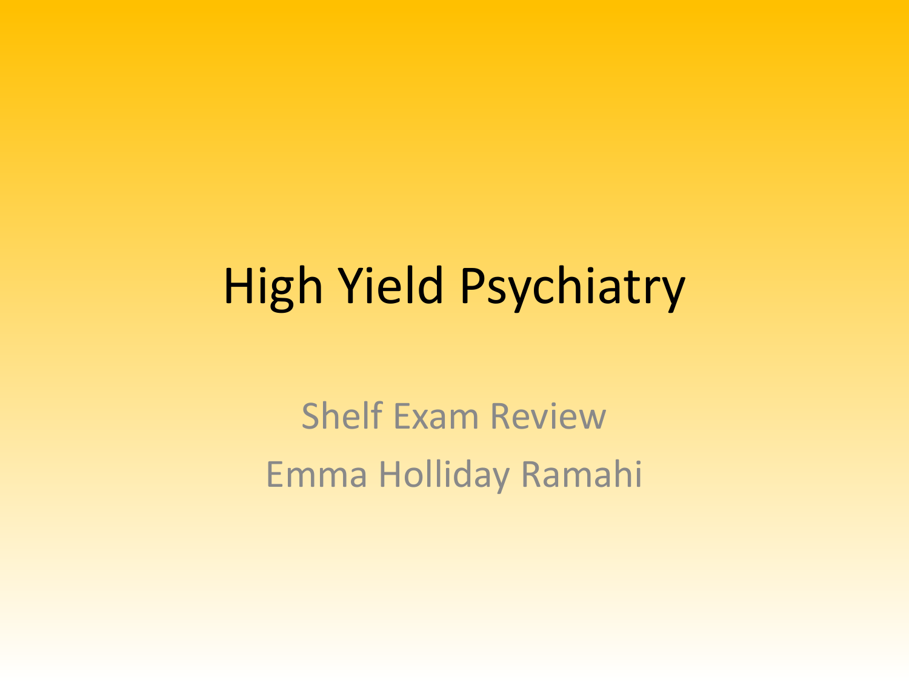# High Yield Psychiatry

Shelf Exam Review

Emma Holliday Ramahi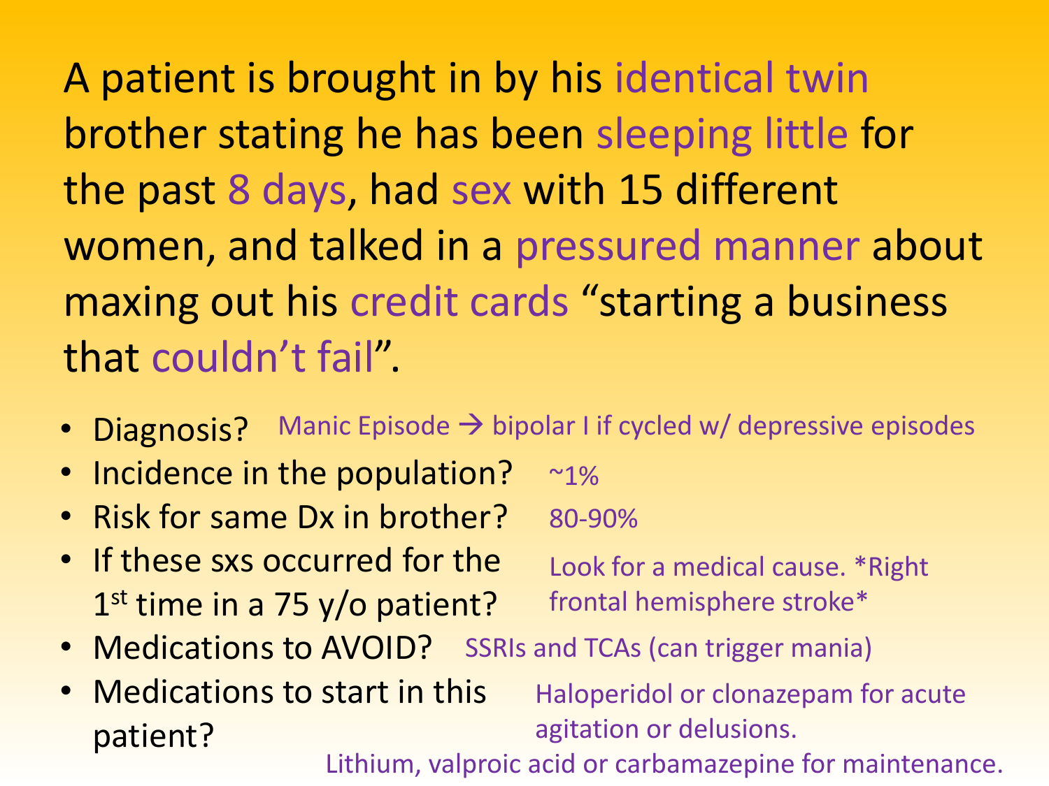A patient is brought in by his identical twin brother stating he has been sleeping little for the past 8 days, had sex with 15 different women, and talked in a pressured manner about maxing out his credit cards "starting a business that couldn't fail".

- Diagnosis? Manic Episode → bipolar I if cycled w/ depressive episodes
- Incidence in the population? ~1%
- Risk for same Dx in brother? 80-90%
- If these sxs occurred for the 1st time in a 75 y/o patient? Look for a medical cause. *Right frontal hemisphere stroke*
- Medications to AVOID? SSRIs and TCAs (can trigger mania)
- Medications to start in this patient? Haloperidol or clonazepam for acute agitation or delusions. Lithium, valproic acid or carbamazepine for maintenance.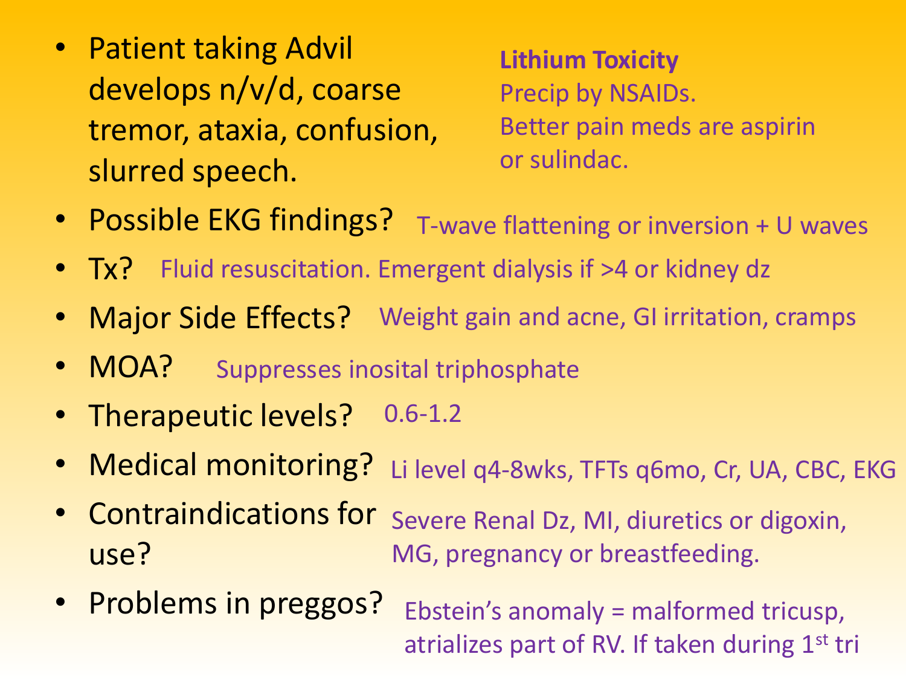- Patient taking Advil develops n/v/d, coarse tremor, ataxia, confusion, slurred speech.

**Lithium Toxicity**
Precip by NSAIDs.
Better pain meds are aspirin or sulindac.

- Possible EKG findings? T-wave flattening or inversion + U waves
- Tx? Fluid resuscitation. Emergent dialysis if >4 or kidney dz
- Major Side Effects? Weight gain and acne, GI irritation, cramps
- MOA? Suppresses inosital triphosphate
- Therapeutic levels? 0.6-1.2
- Medical monitoring? Li level q4-8wks, TFTs q6mo, Cr, UA, CBC, EKG
- Contraindications for use? Severe Renal Dz, MI, diuretics or digoxin, MG, pregnancy or breastfeeding.
- Problems in preggos? Ebstein's anomaly = malformed tricusp, atrializes part of RV. If taken during 1st tri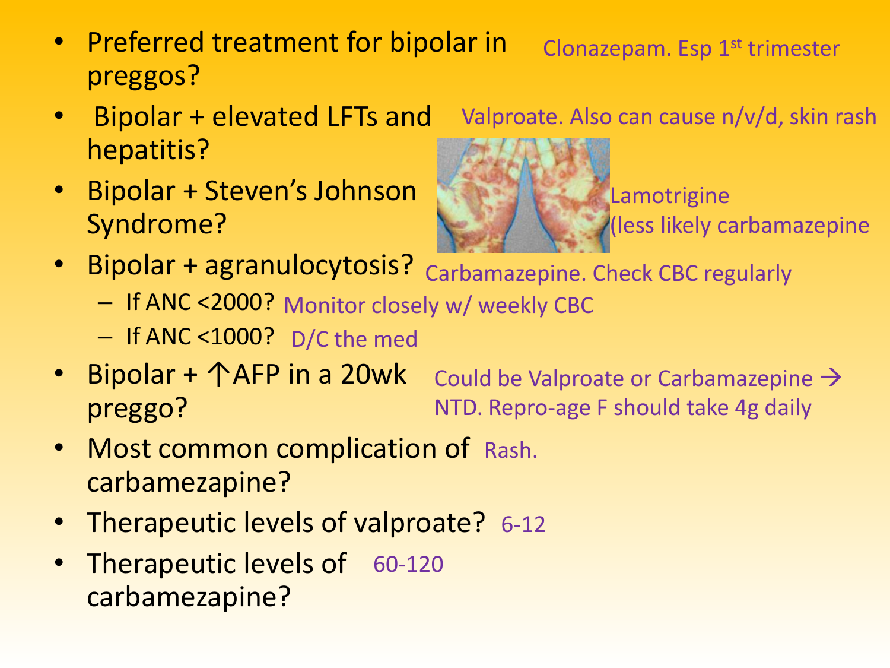- Preferred treatment for bipolar in preggos? Clonazepam. Esp 1st trimester
- Bipolar + elevated LFTs and hepatitis? Valproate. Also can cause n/v/d, skin rash
- Bipolar + Steven's Johnson Syndrome? Lamotrigine (less likely carbamazepine
- Bipolar + agranulocytosis? Carbamazepine. Check CBC regularly
  - If ANC <2000? Monitor closely w/ weekly CBC
  - If ANC <1000? D/C the med
- Bipolar + ↑AFP in a 20wk preggo? Could be Valproate or Carbamazepine → NTD. Repro-age F should take 4g daily
- Most common complication of carbamezapine? Rash.
- Therapeutic levels of valproate? 6-12
- Therapeutic levels of carbamezapine? 60-120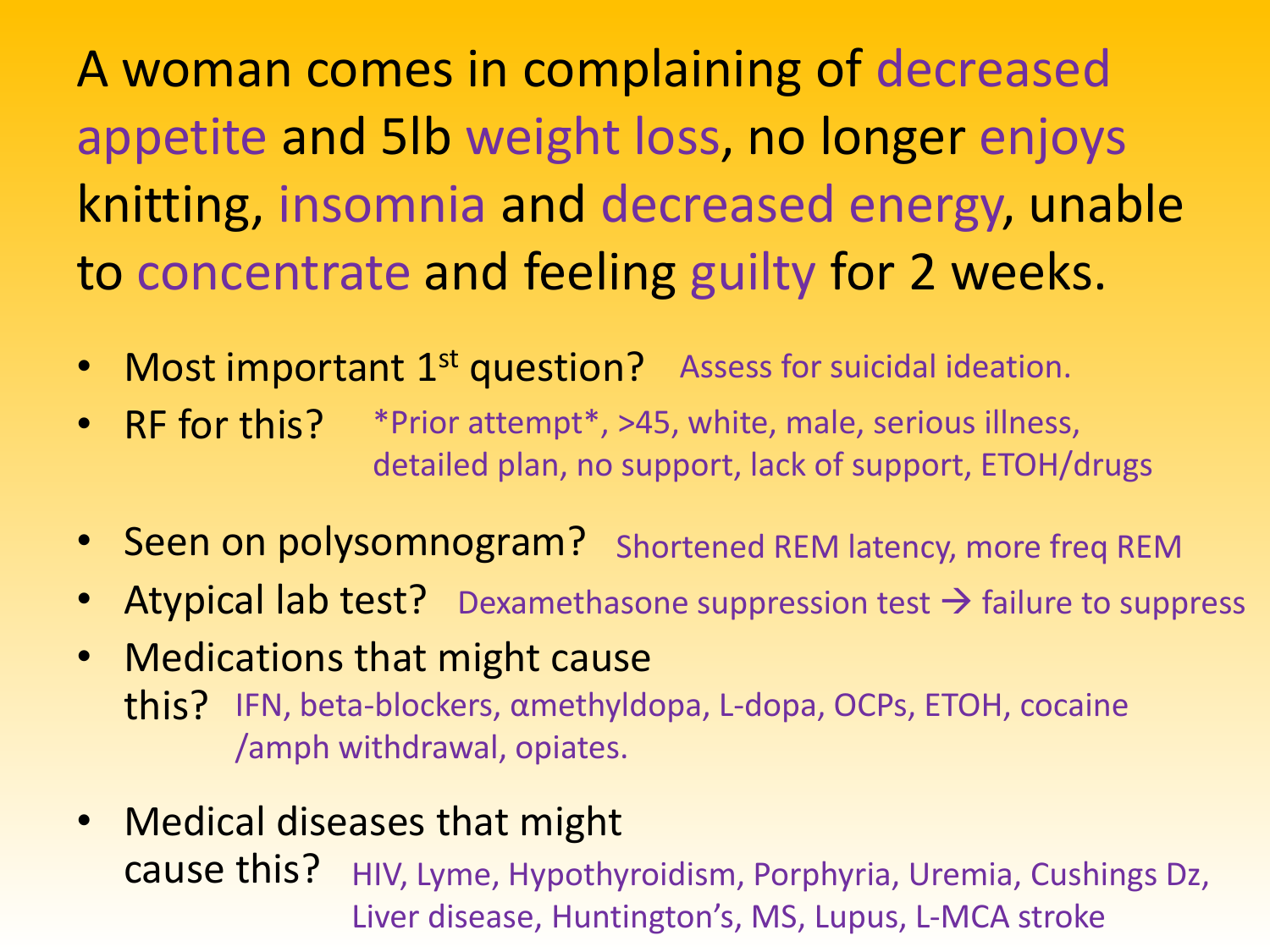A woman comes in complaining of decreased appetite and 5lb weight loss, no longer enjoys knitting, insomnia and decreased energy, unable to concentrate and feeling guilty for 2 weeks.

- Most important 1st question? Assess for suicidal ideation.
- RF for this? *Prior attempt*, >45, white, male, serious illness, detailed plan, no support, lack of support, ETOH/drugs
- Seen on polysomnogram? Shortened REM latency, more freq REM
- Atypical lab test? Dexamethasone suppression test → failure to suppress
- Medications that might cause this? IFN, beta-blockers, αmethyldopa, L-dopa, OCPs, ETOH, cocaine /amph withdrawal, opiates.
- Medical diseases that might cause this? HIV, Lyme, Hypothyroidism, Porphyria, Uremia, Cushings Dz, Liver disease, Huntington's, MS, Lupus, L-MCA stroke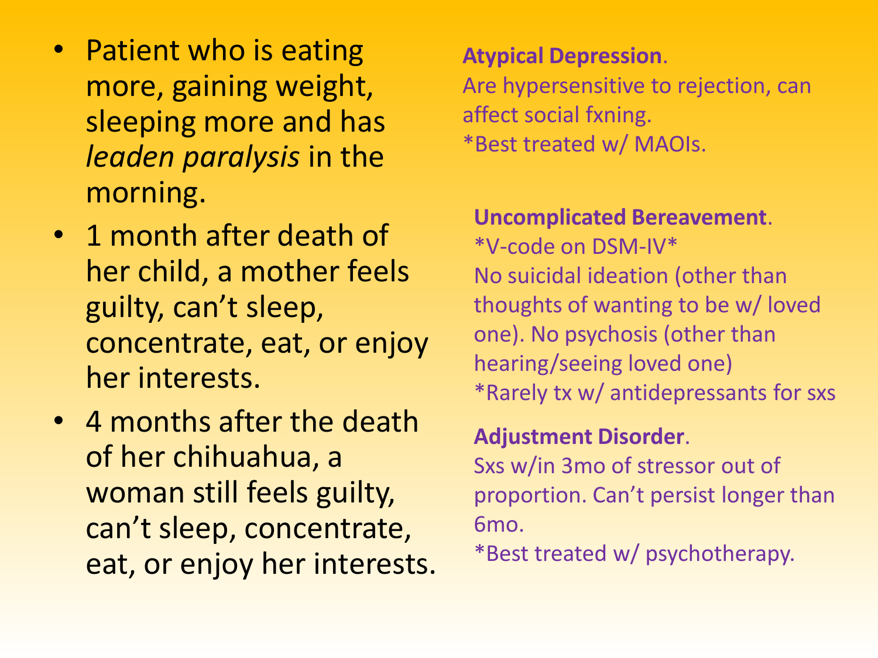- Patient who is eating more, gaining weight, sleeping more and has *leaden paralysis* in the morning.

**Atypical Depression**.
Are hypersensitive to rejection, can affect social fxning.
*Best treated w/ MAOIs.

- 1 month after death of her child, a mother feels guilty, can't sleep, concentrate, eat, or enjoy her interests.

**Uncomplicated Bereavement**.
*V-code on DSM-IV*
No suicidal ideation (other than thoughts of wanting to be w/ loved one). No psychosis (other than hearing/seeing loved one)
*Rarely tx w/ antidepressants for sxs

- 4 months after the death of her chihuahua, a woman still feels guilty, can't sleep, concentrate, eat, or enjoy her interests.

**Adjustment Disorder**.
Sxs w/in 3mo of stressor out of proportion. Can't persist longer than 6mo.
*Best treated w/ psychotherapy.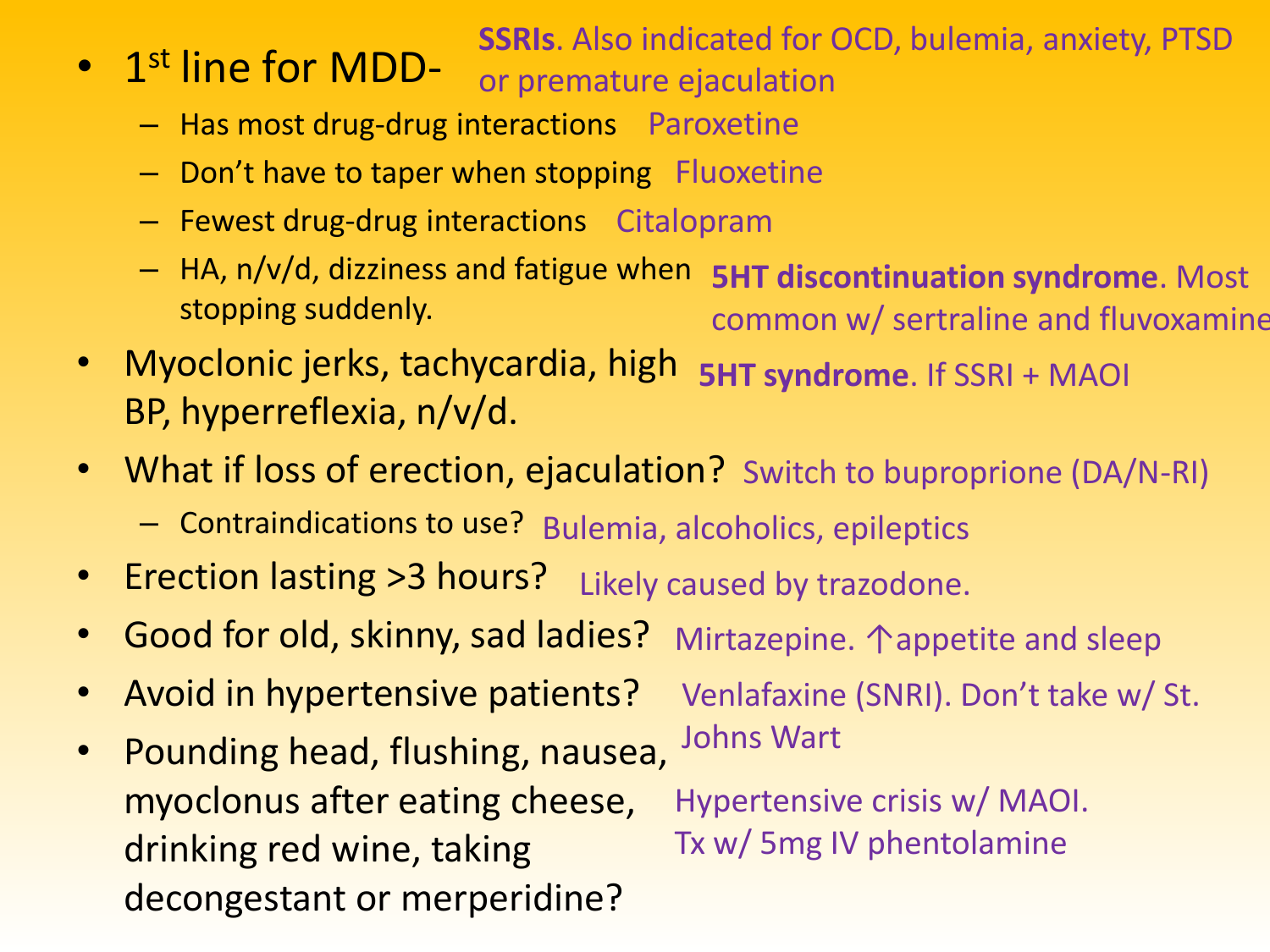- 1[st] line for MDD- **SSRIs**. Also indicated for OCD, bulemia, anxiety, PTSD or premature ejaculation
  - Has most drug-drug interactions Paroxetine
  - Don't have to taper when stopping Fluoxetine
  - Fewest drug-drug interactions Citalopram
  - HA, n/v/d, dizziness and fatigue when stopping suddenly. **5HT discontinuation syndrome**. Most common w/ sertraline and fluvoxamine
- Myoclonic jerks, tachycardia, high BP, hyperreflexia, n/v/d. **5HT syndrome**. If SSRI + MAOI
- What if loss of erection, ejaculation? Switch to buproprione (DA/N-RI)
  - Contraindications to use? Bulemia, alcoholics, epileptics
- Erection lasting >3 hours? Likely caused by trazodone.
- Good for old, skinny, sad ladies? Mirtazepine. ↑appetite and sleep
- Avoid in hypertensive patients? Venlafaxine (SNRI). Don't take w/ St. Johns Wart
- Pounding head, flushing, nausea, myoclonus after eating cheese, drinking red wine, taking decongestant or merperidine? Hypertensive crisis w/ MAOI. Tx w/ 5mg IV phentolamine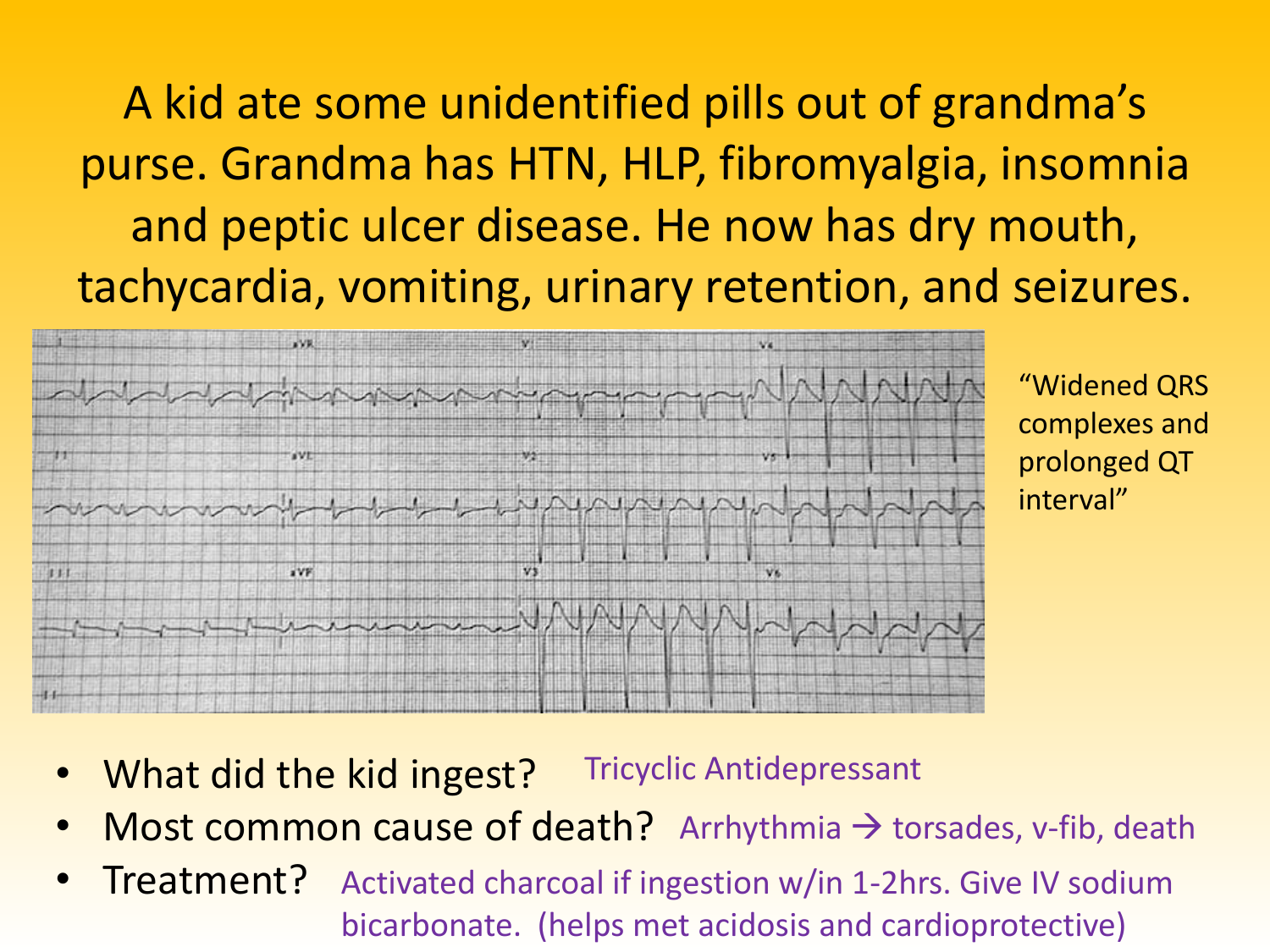A kid ate some unidentified pills out of grandma's purse. Grandma has HTN, HLP, fibromyalgia, insomnia and peptic ulcer disease. He now has dry mouth, tachycardia, vomiting, urinary retention, and seizures.

"Widened QRS complexes and prolonged QT interval"

- What did the kid ingest? Tricyclic Antidepressant
- Most common cause of death? Arrhythmia → torsades, v-fib, death
- Treatment? Activated charcoal if ingestion w/in 1-2hrs. Give IV sodium bicarbonate. (helps met acidosis and cardioprotective)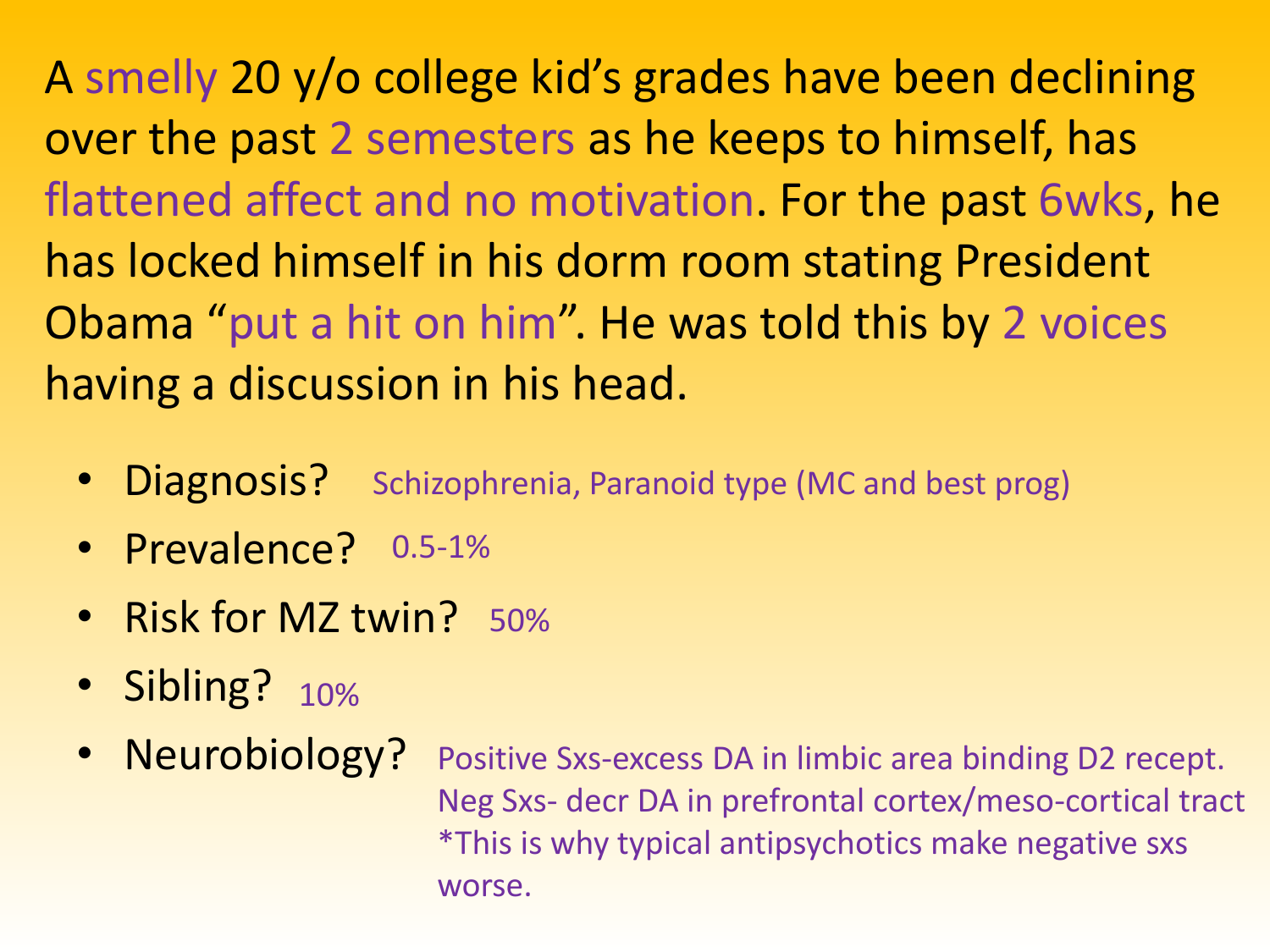A smelly 20 y/o college kid's grades have been declining over the past 2 semesters as he keeps to himself, has flattened affect and no motivation. For the past 6wks, he has locked himself in his dorm room stating President Obama "put a hit on him". He was told this by 2 voices having a discussion in his head.

- Diagnosis? Schizophrenia, Paranoid type (MC and best prog)
- Prevalence? 0.5-1%
- Risk for MZ twin? 50%
- Sibling? 10%
- Neurobiology? Positive Sxs-excess DA in limbic area binding D2 recept. Neg Sxs- decr DA in prefrontal cortex/meso-cortical tract *This is why typical antipsychotics make negative sxs worse.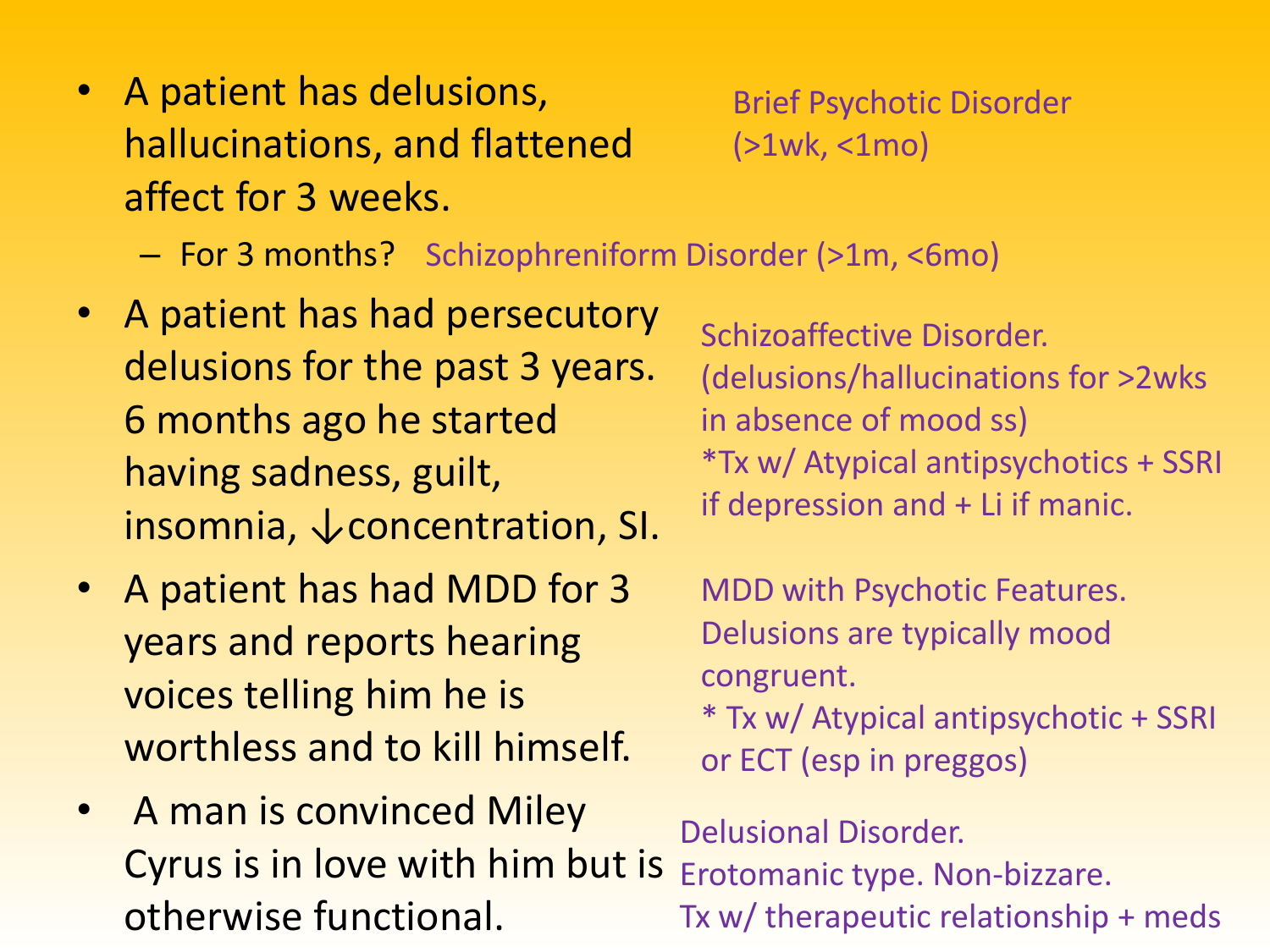- A patient has delusions, hallucinations, and flattened affect for 3 weeks.
  Brief Psychotic Disorder (>1wk, <1mo)
  - For 3 months? Schizophreniform Disorder (>1m, <6mo)
- A patient has had persecutory delusions for the past 3 years. 6 months ago he started having sadness, guilt, insomnia, ↓concentration, SI.
  Schizoaffective Disorder. (delusions/hallucinations for >2wks in absence of mood ss)
  *Tx w/ Atypical antipsychotics + SSRI if depression and + Li if manic.
- A patient has had MDD for 3 years and reports hearing voices telling him he is worthless and to kill himself.
  MDD with Psychotic Features. Delusions are typically mood congruent.
  * Tx w/ Atypical antipsychotic + SSRI or ECT (esp in preggos)
- A man is convinced Miley Cyrus is in love with him but is otherwise functional.
  Delusional Disorder. Erotomanic type. Non-bizzare.
  Tx w/ therapeutic relationship + meds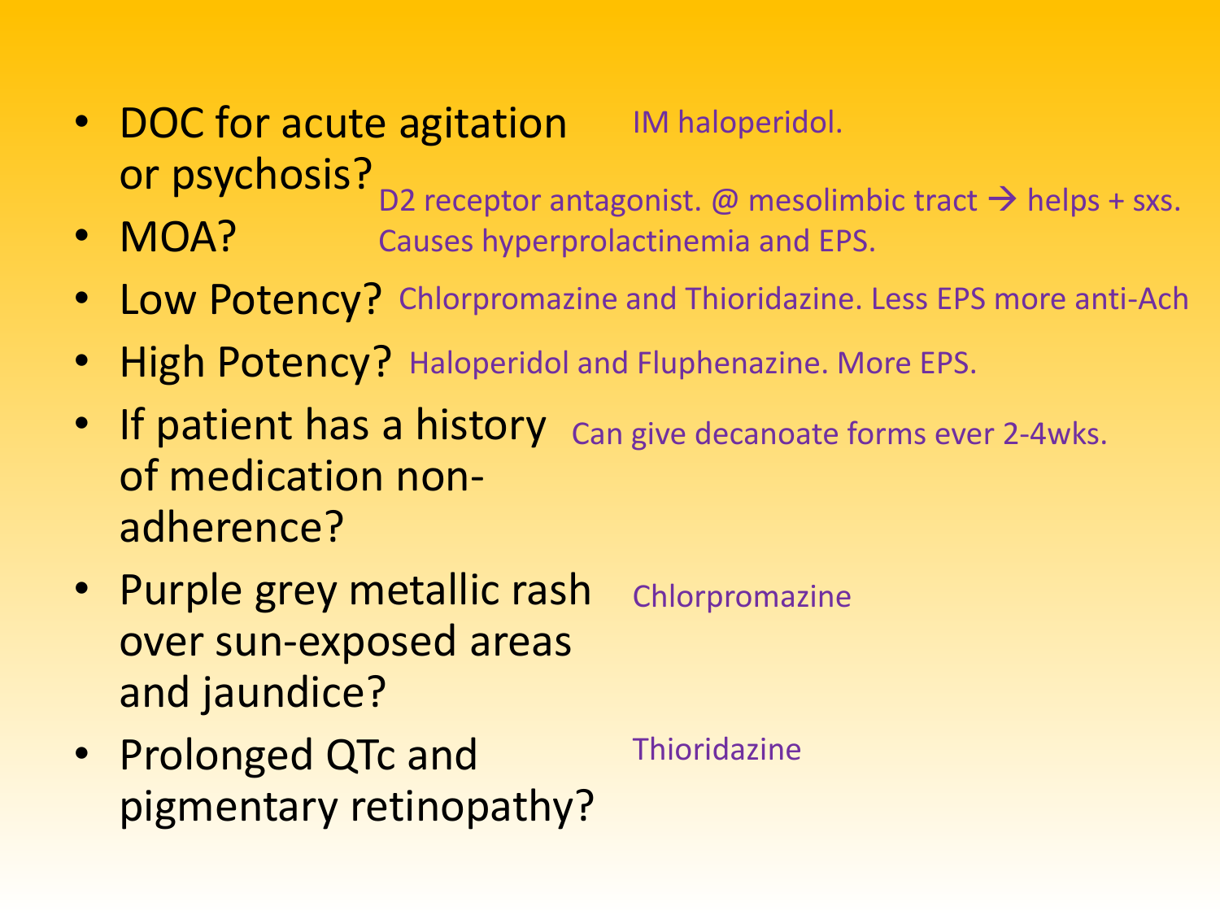- DOC for acute agitation or psychosis? IM haloperidol.
- MOA? D2 receptor antagonist. @ mesolimbic tract → helps + sxs. Causes hyperprolactinemia and EPS.
- Low Potency? Chlorpromazine and Thioridazine. Less EPS more anti-Ach
- High Potency? Haloperidol and Fluphenazine. More EPS.
- If patient has a history of medication non-adherence? Can give decanoate forms ever 2-4wks.
- Purple grey metallic rash over sun-exposed areas and jaundice? Chlorpromazine
- Prolonged QTc and pigmentary retinopathy? Thioridazine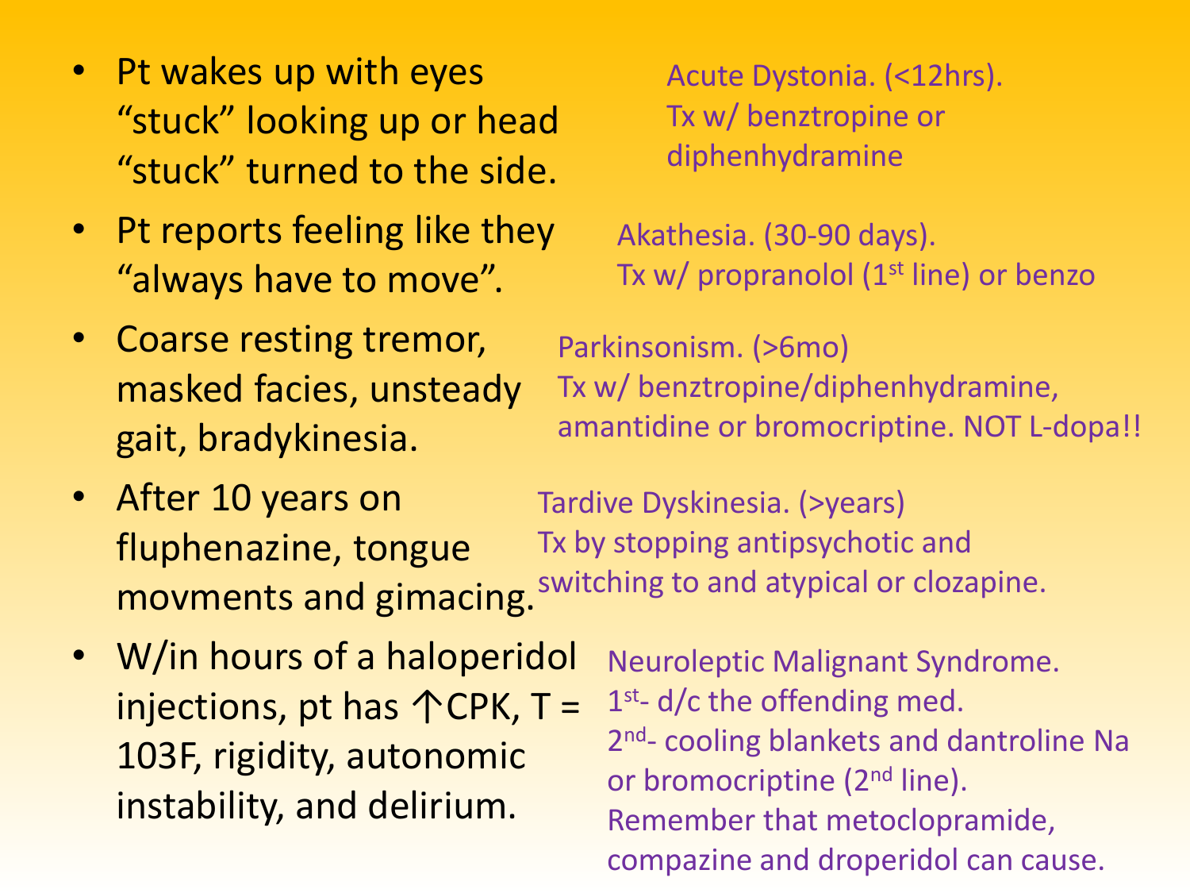- Pt wakes up with eyes "stuck" looking up or head "stuck" turned to the side.

  Acute Dystonia. (<12hrs). Tx w/ benztropine or diphenhydramine

- Pt reports feeling like they "always have to move".

  Akathesia. (30-90 days). Tx w/ propranolol (1st line) or benzo

- Coarse resting tremor, masked facies, unsteady gait, bradykinesia.

  Parkinsonism. (>6mo) Tx w/ benztropine/diphenhydramine, amantidine or bromocriptine. NOT L-dopa!!

- After 10 years on fluphenazine, tongue movments and gimacing.

  Tardive Dyskinesia. (>years) Tx by stopping antipsychotic and switching to and atypical or clozapine.

- W/in hours of a haloperidol injections, pt has ↑CPK, T = 103F, rigidity, autonomic instability, and delirium.

  Neuroleptic Malignant Syndrome.
  1st- d/c the offending med.
  2nd- cooling blankets and dantroline Na or bromocriptine (2nd line).
  Remember that metoclopramide, compazine and droperidol can cause.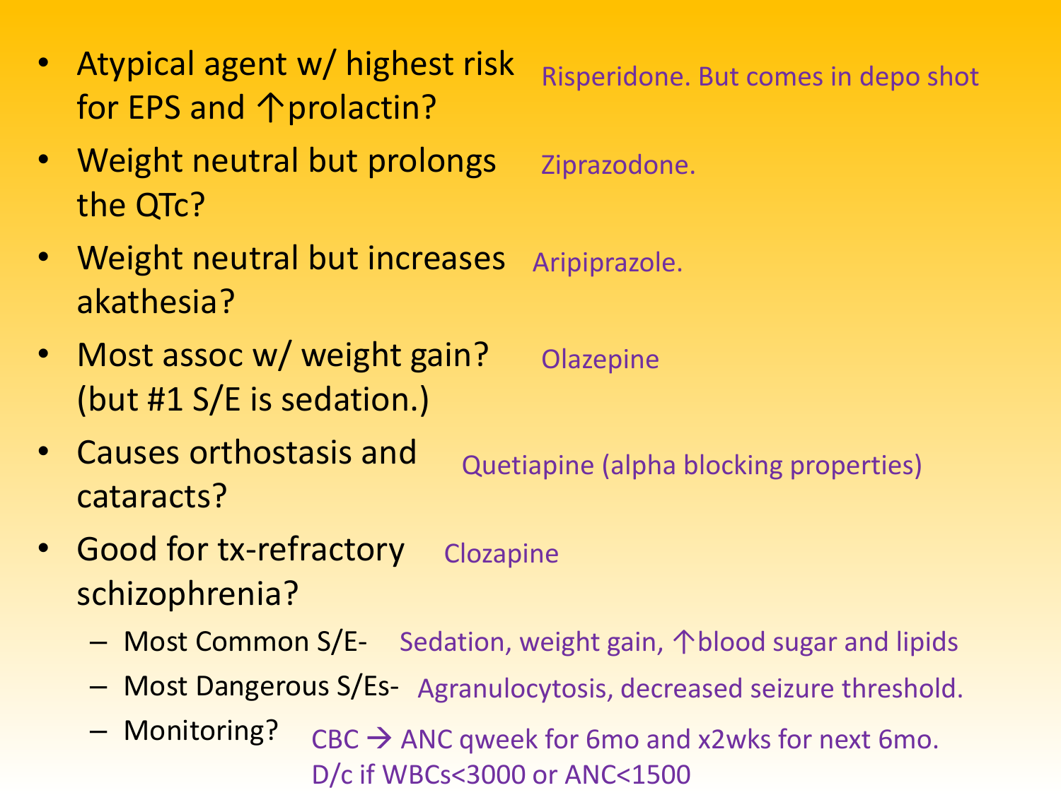- Atypical agent w/ highest risk for EPS and ↑prolactin? Risperidone. But comes in depo shot
- Weight neutral but prolongs the QTc? Ziprazodone.
- Weight neutral but increases akathesia? Aripiprazole.
- Most assoc w/ weight gain? (but #1 S/E is sedation.) Olazepine
- Causes orthostasis and cataracts? Quetiapine (alpha blocking properties)
- Good for tx-refractory schizophrenia? Clozapine
  - Most Common S/E- Sedation, weight gain, ↑blood sugar and lipids
  - Most Dangerous S/Es- Agranulocytosis, decreased seizure threshold.
  - Monitoring? CBC → ANC qweek for 6mo and x2wks for next 6mo. D/c if WBCs<3000 or ANC<1500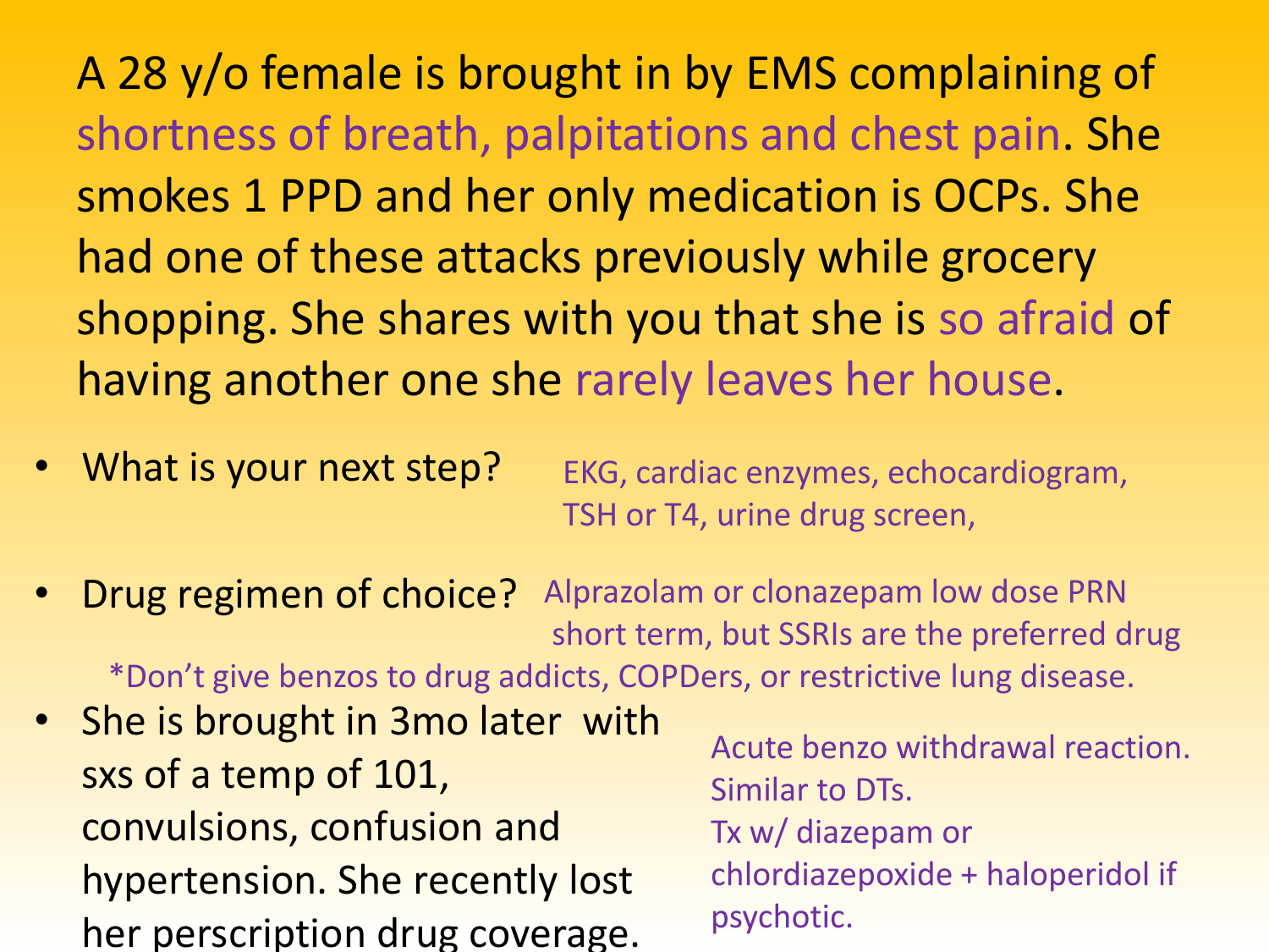A 28 y/o female is brought in by EMS complaining of shortness of breath, palpitations and chest pain. She smokes 1 PPD and her only medication is OCPs. She had one of these attacks previously while grocery shopping. She shares with you that she is so afraid of having another one she rarely leaves her house.

- What is your next step? EKG, cardiac enzymes, echocardiogram, TSH or T4, urine drug screen,
- Drug regimen of choice? Alprazolam or clonazepam low dose PRN short term, but SSRIs are the preferred drug

  *Don't give benzos to drug addicts, COPDers, or restrictive lung disease.
- She is brought in 3mo later with sxs of a temp of 101, convulsions, confusion and hypertension. She recently lost her perscription drug coverage.

  Acute benzo withdrawal reaction. Similar to DTs.
  Tx w/ diazepam or chlordiazepoxide + haloperidol if psychotic.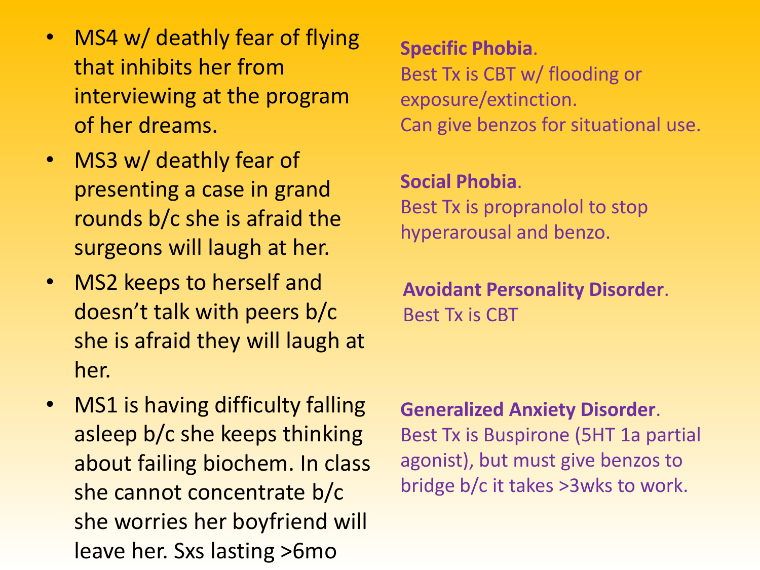- MS4 w/ deathly fear of flying that inhibits her from interviewing at the program of her dreams.

  **Specific Phobia**.
  Best Tx is CBT w/ flooding or exposure/extinction.
  Can give benzos for situational use.

- MS3 w/ deathly fear of presenting a case in grand rounds b/c she is afraid the surgeons will laugh at her.

  **Social Phobia**.
  Best Tx is propranolol to stop hyperarousal and benzo.

- MS2 keeps to herself and doesn't talk with peers b/c she is afraid they will laugh at her.

  **Avoidant Personality Disorder**.
  Best Tx is CBT

- MS1 is having difficulty falling asleep b/c she keeps thinking about failing biochem. In class she cannot concentrate b/c she worries her boyfriend will leave her. Sxs lasting >6mo

  **Generalized Anxiety Disorder**.
  Best Tx is Buspirone (5HT 1a partial agonist), but must give benzos to bridge b/c it takes >3wks to work.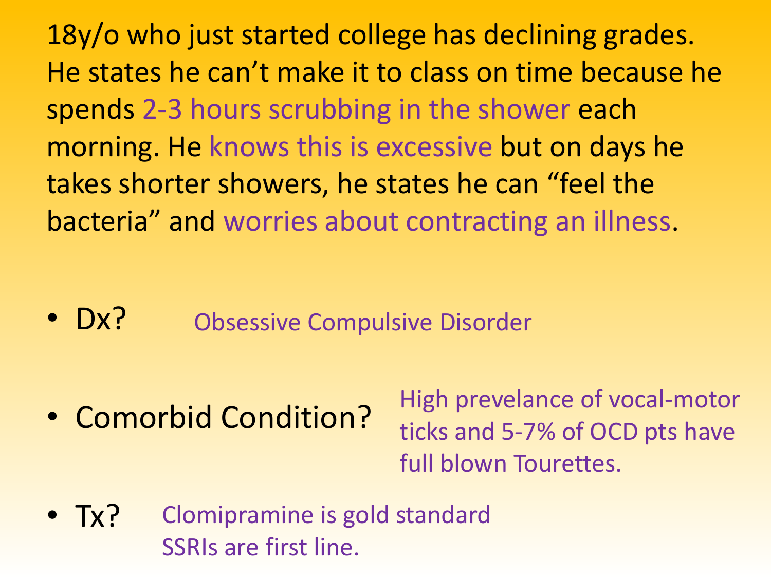18y/o who just started college has declining grades. He states he can't make it to class on time because he spends 2-3 hours scrubbing in the shower each morning. He knows this is excessive but on days he takes shorter showers, he states he can "feel the bacteria" and worries about contracting an illness.

- Dx? Obsessive Compulsive Disorder
- Comorbid Condition? High prevelance of vocal-motor ticks and 5-7% of OCD pts have full blown Tourettes.
- Tx? Clomipramine is gold standard SSRIs are first line.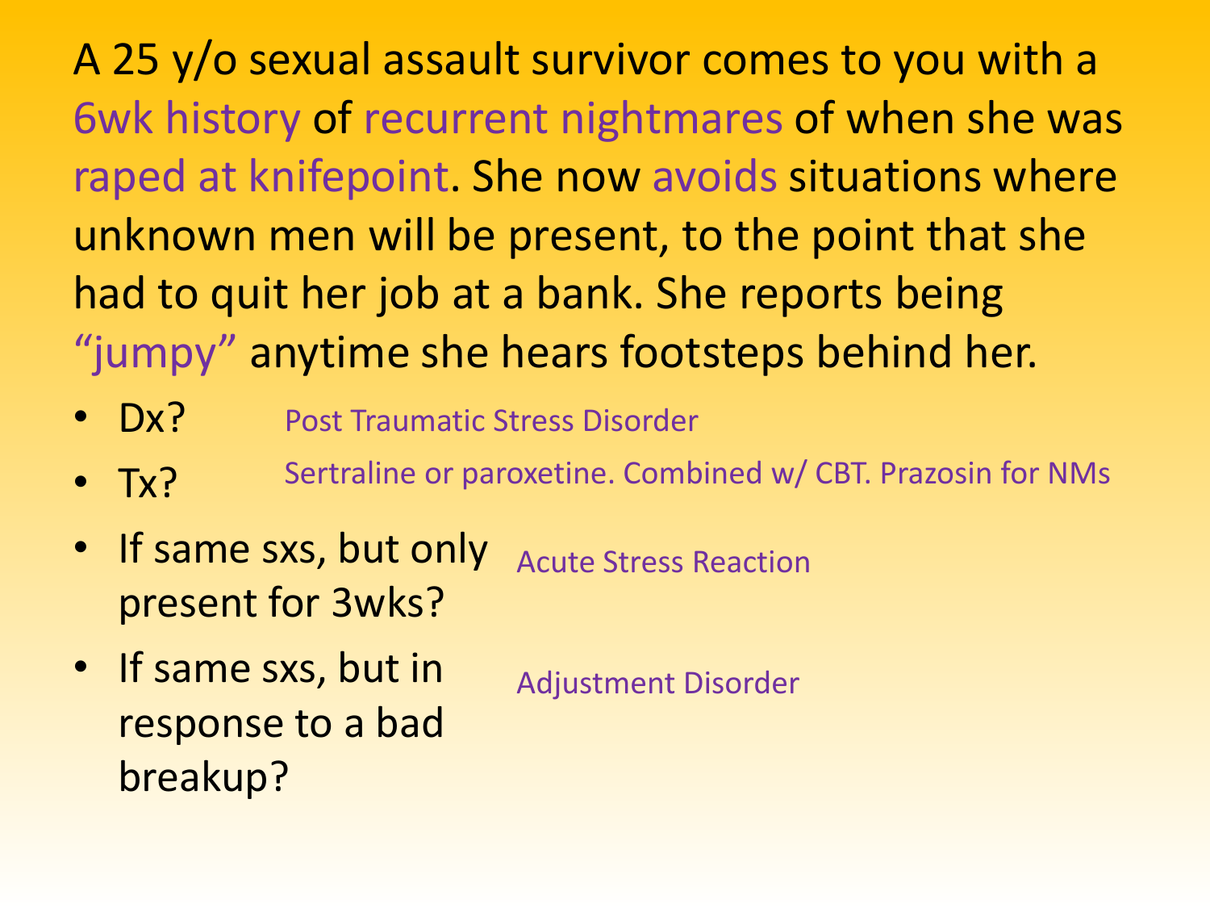A 25 y/o sexual assault survivor comes to you with a 6wk history of recurrent nightmares of when she was raped at knifepoint. She now avoids situations where unknown men will be present, to the point that she had to quit her job at a bank. She reports being "jumpy" anytime she hears footsteps behind her.

- Dx? Post Traumatic Stress Disorder
- Tx? Sertraline or paroxetine. Combined w/ CBT. Prazosin for NMs
- If same sxs, but only present for 3wks? Acute Stress Reaction
- If same sxs, but in response to a bad breakup? Adjustment Disorder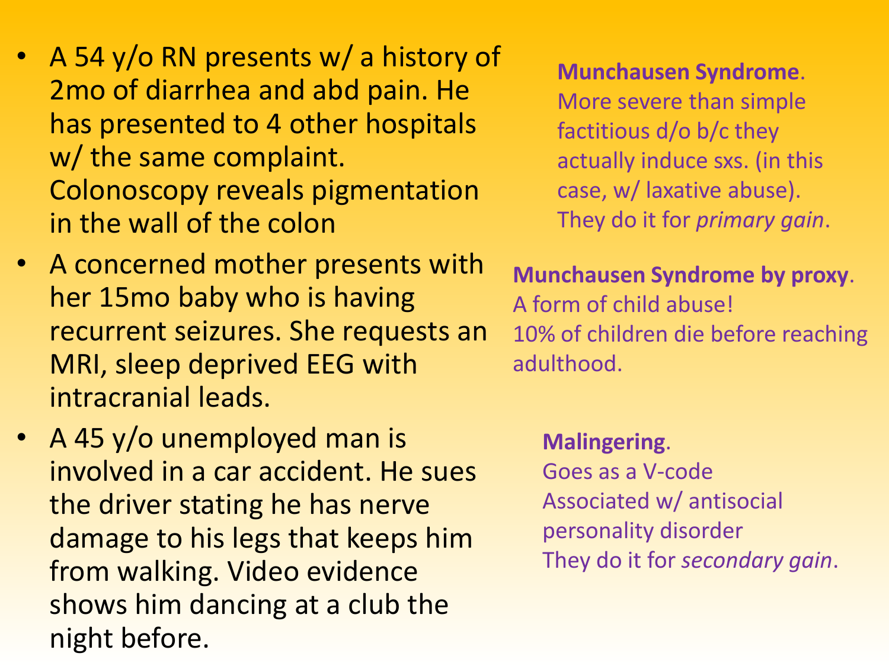- A 54 y/o RN presents w/ a history of 2mo of diarrhea and abd pain. He has presented to 4 other hospitals w/ the same complaint. Colonoscopy reveals pigmentation in the wall of the colon

**Munchausen Syndrome**.
More severe than simple factitious d/o b/c they actually induce sxs. (in this case, w/ laxative abuse).
They do it for *primary gain*.

- A concerned mother presents with her 15mo baby who is having recurrent seizures. She requests an MRI, sleep deprived EEG with intracranial leads.

**Munchausen Syndrome by proxy**.
A form of child abuse!
10% of children die before reaching adulthood.

- A 45 y/o unemployed man is involved in a car accident. He sues the driver stating he has nerve damage to his legs that keeps him from walking. Video evidence shows him dancing at a club the night before.

**Malingering**.
Goes as a V-code
Associated w/ antisocial personality disorder
They do it for *secondary gain*.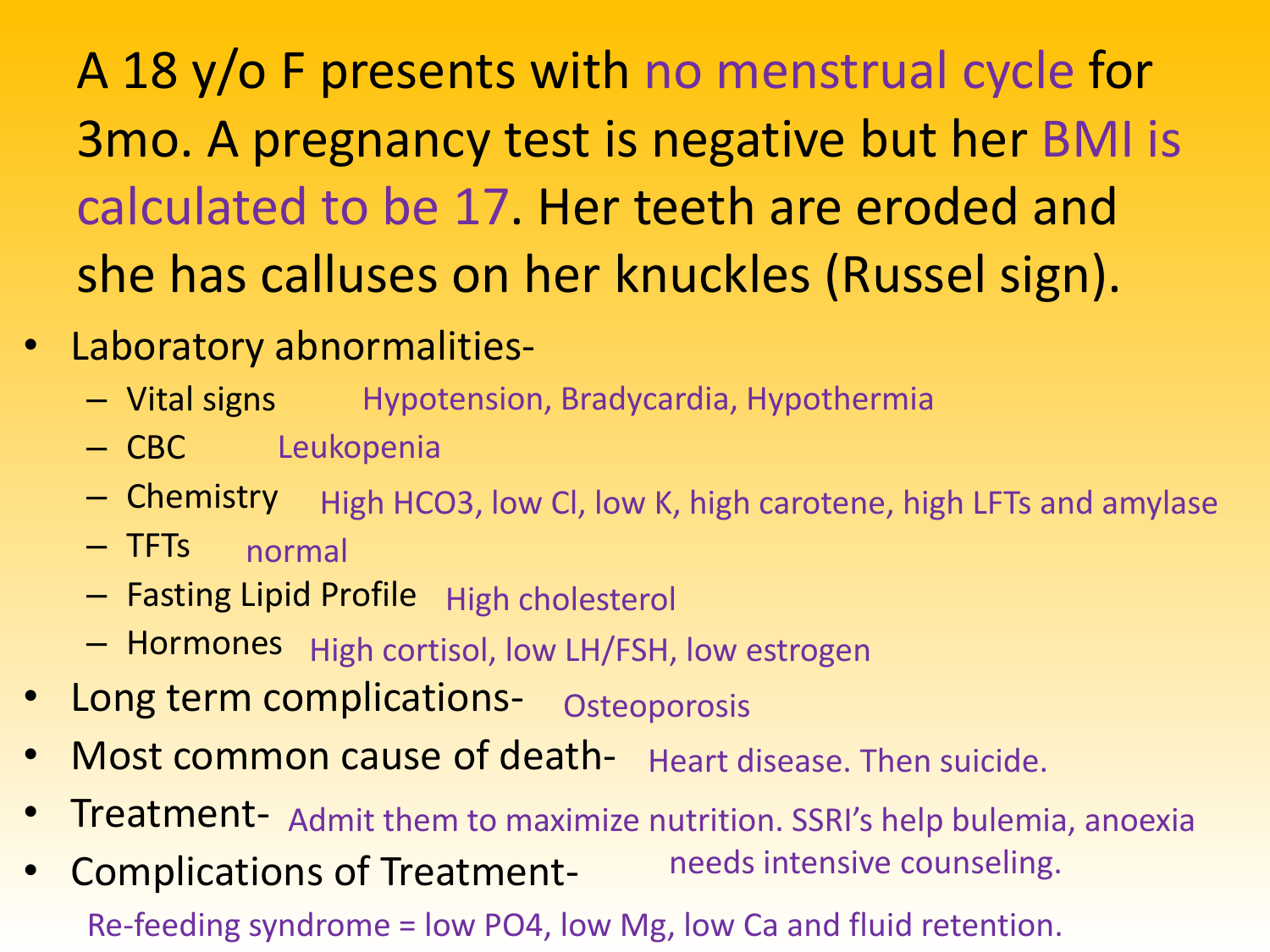A 18 y/o F presents with no menstrual cycle for 3mo. A pregnancy test is negative but her BMI is calculated to be 17. Her teeth are eroded and she has calluses on her knuckles (Russel sign).

- Laboratory abnormalities-
  - Vital signs Hypotension, Bradycardia, Hypothermia
  - CBC Leukopenia
  - Chemistry High HCO3, low Cl, low K, high carotene, high LFTs and amylase
  - TFTs normal
  - Fasting Lipid Profile High cholesterol
  - Hormones High cortisol, low LH/FSH, low estrogen
- Long term complications- Osteoporosis
- Most common cause of death- Heart disease. Then suicide.
- Treatment- Admit them to maximize nutrition. SSRI's help bulemia, anoexia needs intensive counseling.
- Complications of Treatment-

Re-feeding syndrome = low PO4, low Mg, low Ca and fluid retention.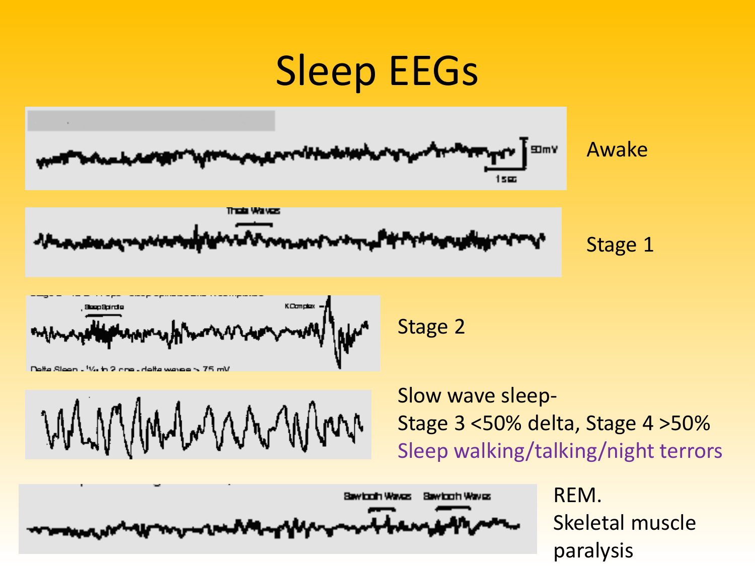# Sleep EEGs

Awake

Stage 1

Stage 2

Slow wave sleep-
Stage 3 <50% delta, Stage 4 >50%
Sleep walking/talking/night terrors

REM.
Skeletal muscle paralysis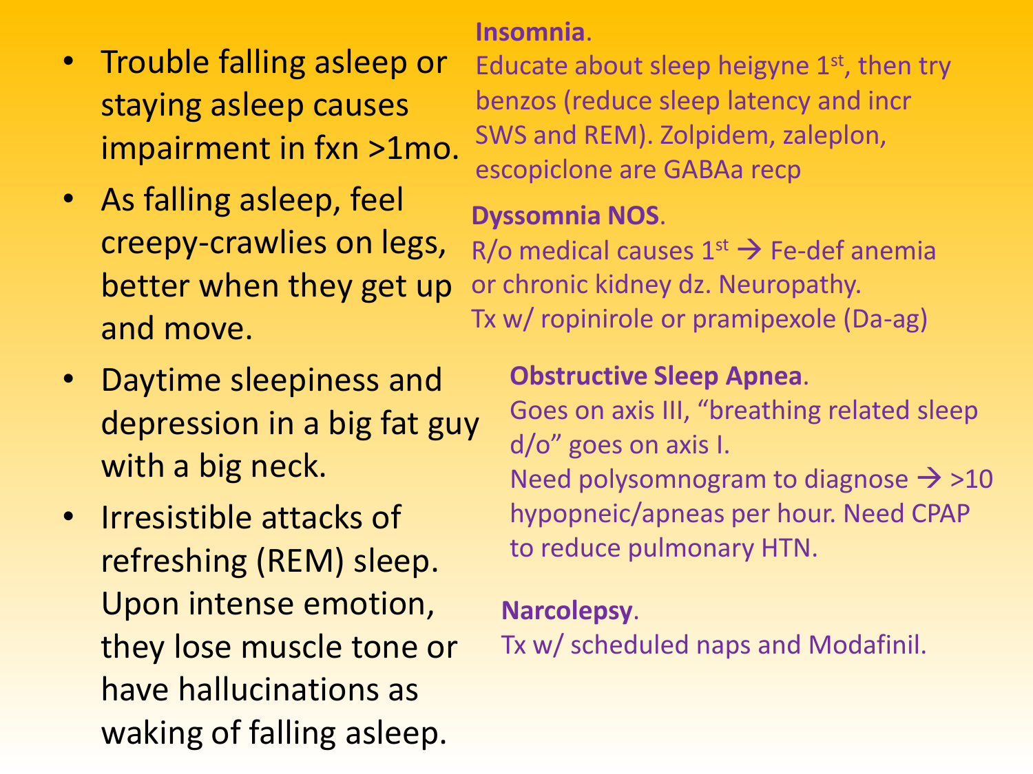- Trouble falling asleep or staying asleep causes impairment in fxn >1mo.
- As falling asleep, feel creepy-crawlies on legs, better when they get up and move.
- Daytime sleepiness and depression in a big fat guy with a big neck.
- Irresistible attacks of refreshing (REM) sleep. Upon intense emotion, they lose muscle tone or have hallucinations as waking of falling asleep.

**Insomnia**.
Educate about sleep heigyne 1st, then try benzos (reduce sleep latency and incr SWS and REM). Zolpidem, zaleplon, escopiclone are GABAa recp

**Dyssomnia NOS**.
R/o medical causes 1st → Fe-def anemia or chronic kidney dz. Neuropathy.
Tx w/ ropinirole or pramipexole (Da-ag)

**Obstructive Sleep Apnea**.
Goes on axis III, "breathing related sleep d/o" goes on axis I.
Need polysomnogram to diagnose → >10 hypopneic/apneas per hour. Need CPAP to reduce pulmonary HTN.

**Narcolepsy**.
Tx w/ scheduled naps and Modafinil.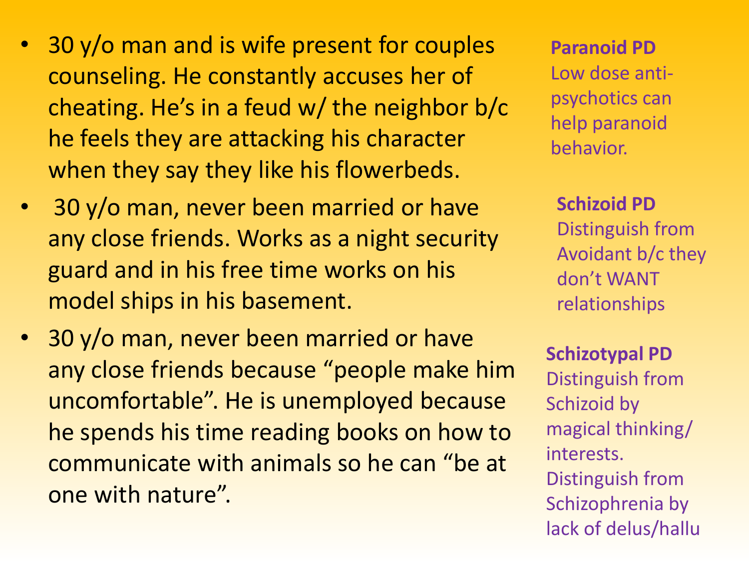- 30 y/o man and is wife present for couples counseling. He constantly accuses her of cheating. He's in a feud w/ the neighbor b/c he feels they are attacking his character when they say they like his flowerbeds.
- 30 y/o man, never been married or have any close friends. Works as a night security guard and in his free time works on his model ships in his basement.
- 30 y/o man, never been married or have any close friends because "people make him uncomfortable". He is unemployed because he spends his time reading books on how to communicate with animals so he can "be at one with nature".

**Paranoid PD**
Low dose anti-psychotics can help paranoid behavior.

**Schizoid PD**
Distinguish from Avoidant b/c they don't WANT relationships

**Schizotypal PD**
Distinguish from Schizoid by magical thinking/ interests. Distinguish from Schizophrenia by lack of delus/hallu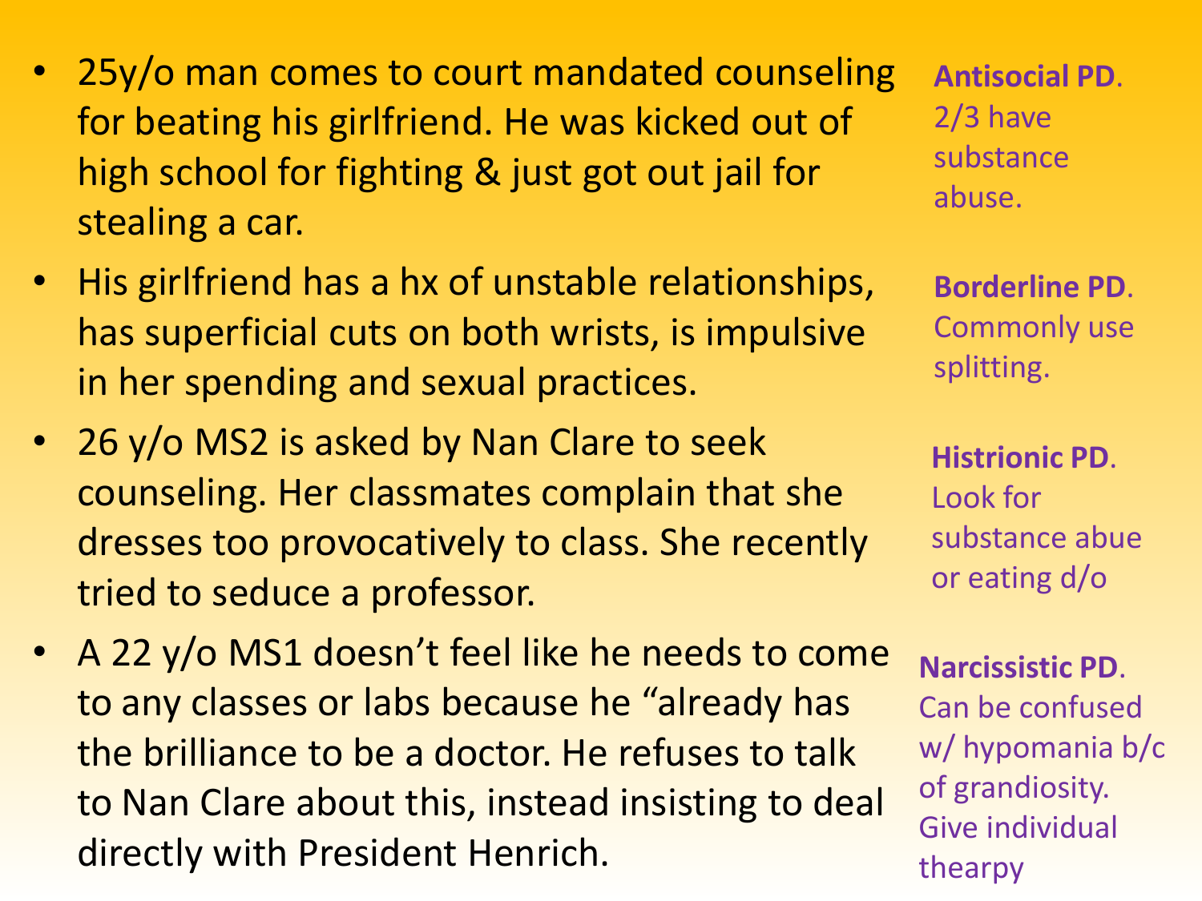- 25y/o man comes to court mandated counseling for beating his girlfriend. He was kicked out of high school for fighting & just got out jail for stealing a car.

  **Antisocial PD**. 2/3 have substance abuse.

- His girlfriend has a hx of unstable relationships, has superficial cuts on both wrists, is impulsive in her spending and sexual practices.

  **Borderline PD**. Commonly use splitting.

- 26 y/o MS2 is asked by Nan Clare to seek counseling. Her classmates complain that she dresses too provocatively to class. She recently tried to seduce a professor.

  **Histrionic PD**. Look for substance abue or eating d/o

- A 22 y/o MS1 doesn't feel like he needs to come to any classes or labs because he "already has the brilliance to be a doctor. He refuses to talk to Nan Clare about this, instead insisting to deal directly with President Henrich.

  **Narcissistic PD**. Can be confused w/ hypomania b/c of grandiosity. Give individual thearpy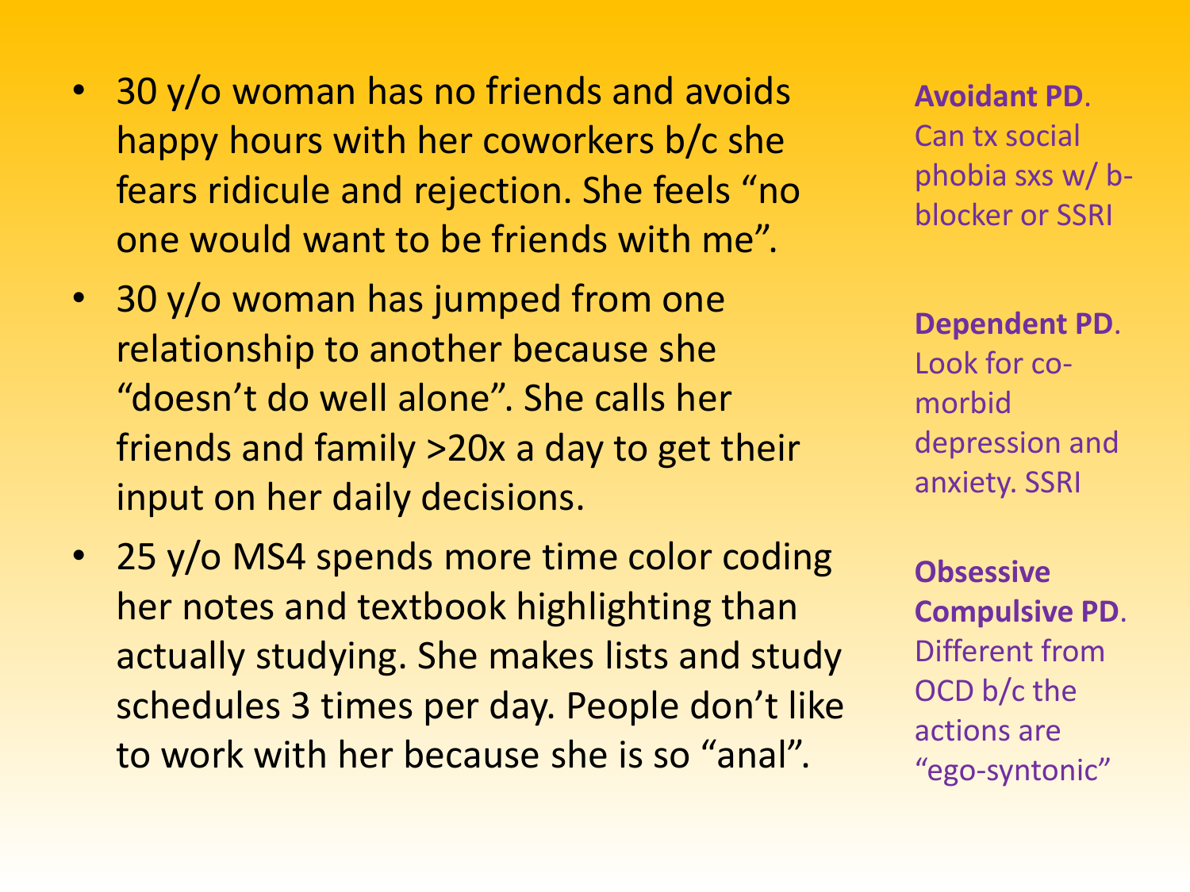- 30 y/o woman has no friends and avoids happy hours with her coworkers b/c she fears ridicule and rejection. She feels "no one would want to be friends with me".

  **Avoidant PD**. Can tx social phobia sxs w/ b-blocker or SSRI

- 30 y/o woman has jumped from one relationship to another because she "doesn't do well alone". She calls her friends and family >20x a day to get their input on her daily decisions.

  **Dependent PD**. Look for co-morbid depression and anxiety. SSRI

- 25 y/o MS4 spends more time color coding her notes and textbook highlighting than actually studying. She makes lists and study schedules 3 times per day. People don't like to work with her because she is so "anal".

  **Obsessive Compulsive PD**. Different from OCD b/c the actions are "ego-syntonic"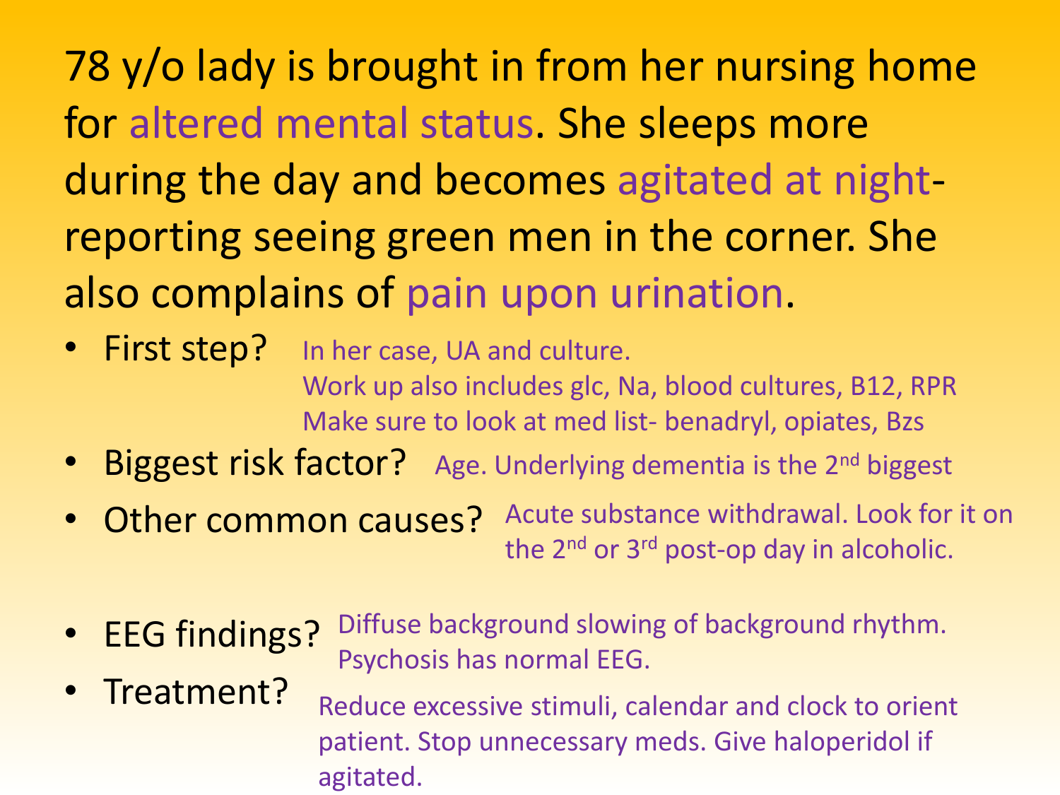78 y/o lady is brought in from her nursing home for altered mental status. She sleeps more during the day and becomes agitated at night- reporting seeing green men in the corner. She also complains of pain upon urination.

- First step? In her case, UA and culture.
  Work up also includes glc, Na, blood cultures, B12, RPR
  Make sure to look at med list- benadryl, opiates, Bzs
- Biggest risk factor? Age. Underlying dementia is the 2nd biggest
- Other common causes? Acute substance withdrawal. Look for it on the 2nd or 3rd post-op day in alcoholic.
- EEG findings? Diffuse background slowing of background rhythm. Psychosis has normal EEG.
- Treatment? Reduce excessive stimuli, calendar and clock to orient patient. Stop unnecessary meds. Give haloperidol if agitated.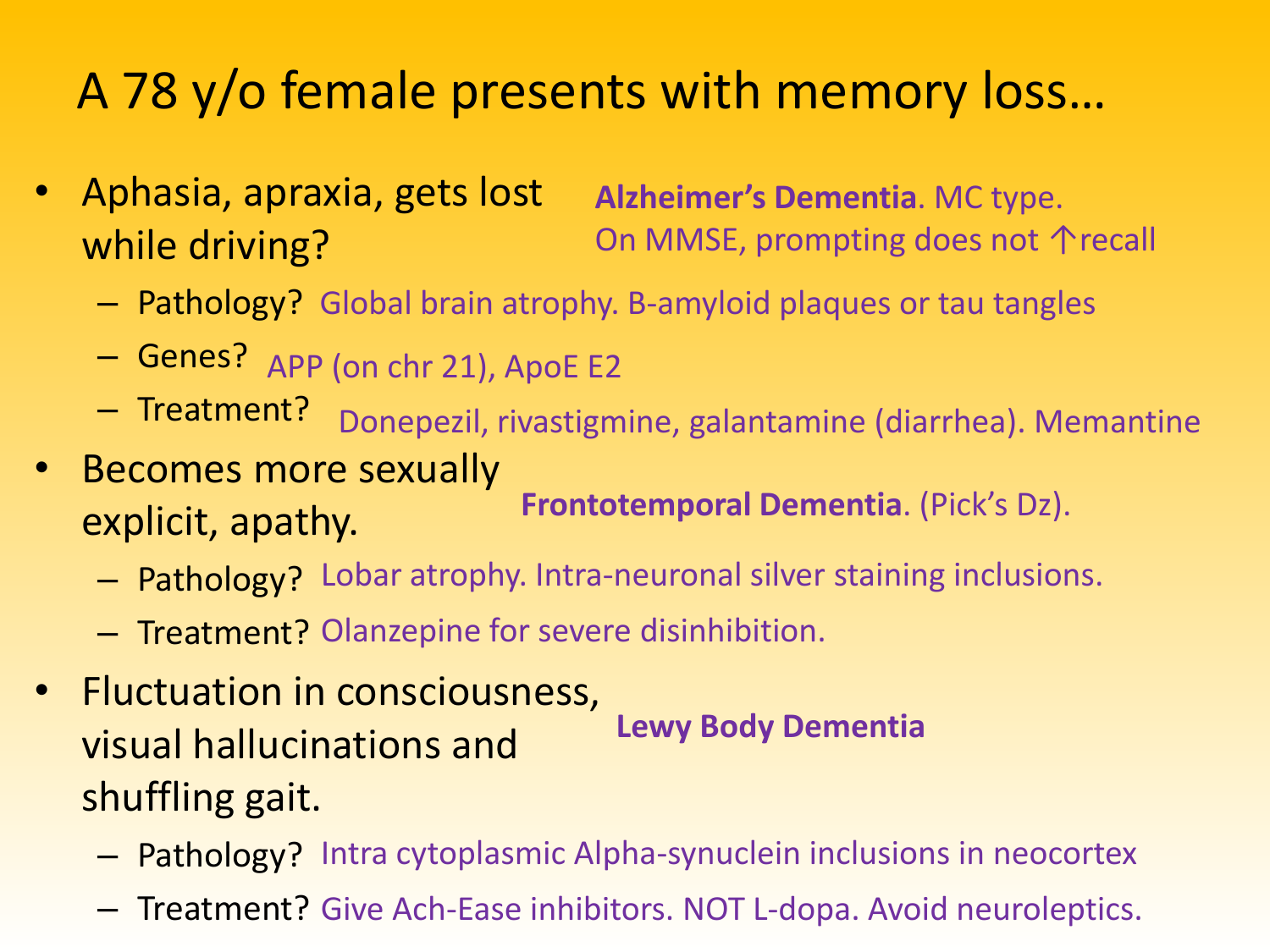# A 78 y/o female presents with memory loss…

- Aphasia, apraxia, gets lost while driving? **Alzheimer's Dementia**. MC type. On MMSE, prompting does not ↑recall
  - Pathology? Global brain atrophy. B-amyloid plaques or tau tangles
  - Genes? APP (on chr 21), ApoE E2
  - Treatment? Donepezil, rivastigmine, galantamine (diarrhea). Memantine
- Becomes more sexually explicit, apathy. **Frontotemporal Dementia**. (Pick's Dz).
  - Pathology? Lobar atrophy. Intra-neuronal silver staining inclusions.
  - Treatment? Olanzepine for severe disinhibition.
- Fluctuation in consciousness, visual hallucinations and shuffling gait. **Lewy Body Dementia**
  - Pathology? Intra cytoplasmic Alpha-synuclein inclusions in neocortex
  - Treatment? Give Ach-Ease inhibitors. NOT L-dopa. Avoid neuroleptics.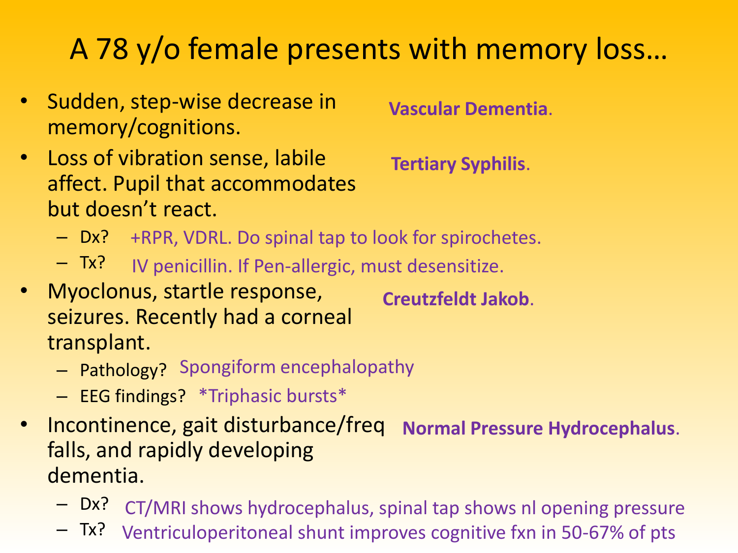# A 78 y/o female presents with memory loss…

- Sudden, step-wise decrease in memory/cognitions. **Vascular Dementia**.
- Loss of vibration sense, labile affect. Pupil that accommodates but doesn't react. **Tertiary Syphilis**.
  - Dx? +RPR, VDRL. Do spinal tap to look for spirochetes.
  - Tx? IV penicillin. If Pen-allergic, must desensitize.
- Myoclonus, startle response, seizures. Recently had a corneal transplant. **Creutzfeldt Jakob**.
  - Pathology? Spongiform encephalopathy
  - EEG findings? *Triphasic bursts*
- Incontinence, gait disturbance/freq falls, and rapidly developing dementia. **Normal Pressure Hydrocephalus**.
  - Dx? CT/MRI shows hydrocephalus, spinal tap shows nl opening pressure
  - Tx? Ventriculoperitoneal shunt improves cognitive fxn in 50-67% of pts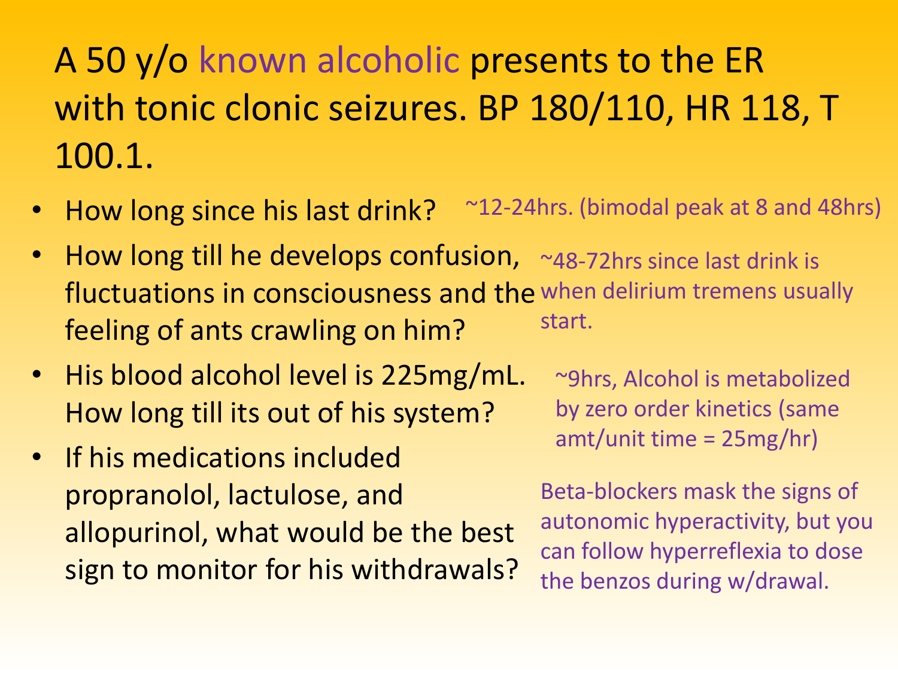# A 50 y/o known alcoholic presents to the ER with tonic clonic seizures. BP 180/110, HR 118, T 100.1.

- How long since his last drink?
  - ~12-24hrs. (bimodal peak at 8 and 48hrs)
- How long till he develops confusion, fluctuations in consciousness and the feeling of ants crawling on him?
  - ~48-72hrs since last drink is when delirium tremens usually start.
- His blood alcohol level is 225mg/mL. How long till its out of his system?
  - ~9hrs, Alcohol is metabolized by zero order kinetics (same amt/unit time = 25mg/hr)
- If his medications included propranolol, lactulose, and allopurinol, what would be the best sign to monitor for his withdrawals?
  - Beta-blockers mask the signs of autonomic hyperactivity, but you can follow hyperreflexia to dose the benzos during w/drawal.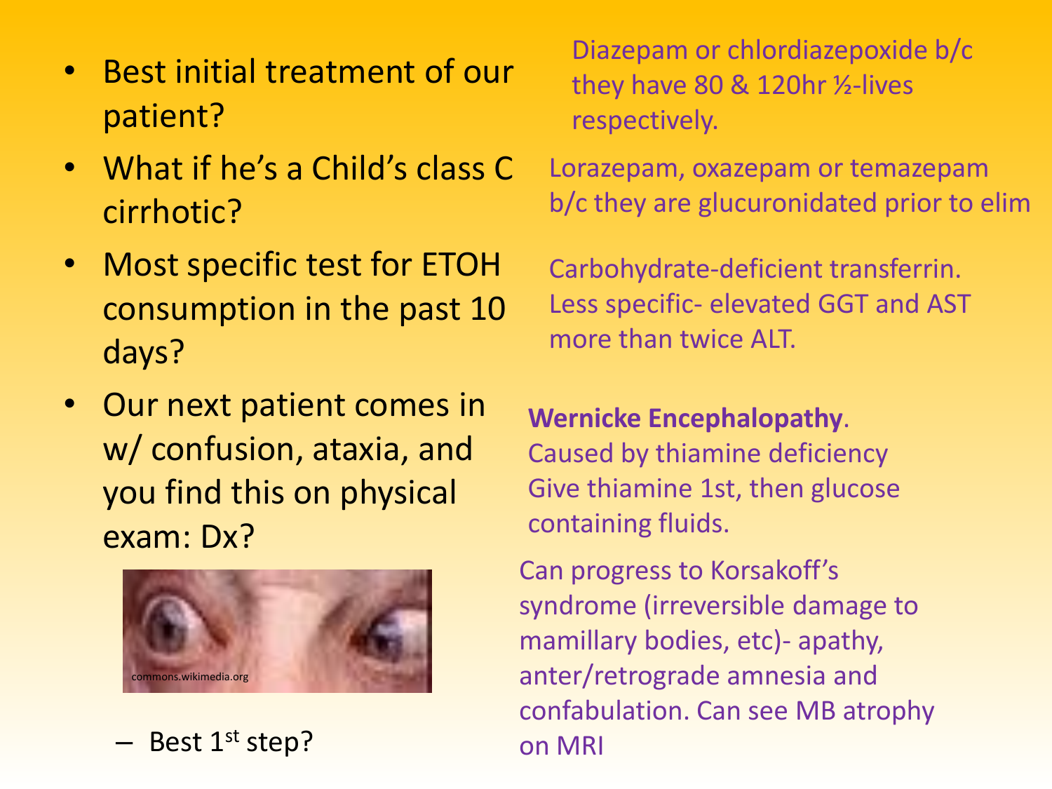- Best initial treatment of our patient?
  - Diazepam or chlordiazepoxide b/c they have 80 & 120hr ½-lives respectively.
- What if he's a Child's class C cirrhotic?
  - Lorazepam, oxazepam or temazepam b/c they are glucuronidated prior to elim
- Most specific test for ETOH consumption in the past 10 days?
  - Carbohydrate-deficient transferrin. Less specific- elevated GGT and AST more than twice ALT.
- Our next patient comes in w/ confusion, ataxia, and you find this on physical exam: Dx?
  - **Wernicke Encephalopathy**. Caused by thiamine deficiency
  - Best 1st step?
    - Give thiamine 1st, then glucose containing fluids.

commons.wikimedia.org

Can progress to Korsakoff's syndrome (irreversible damage to mamillary bodies, etc)- apathy, anter/retrograde amnesia and confabulation. Can see MB atrophy on MRI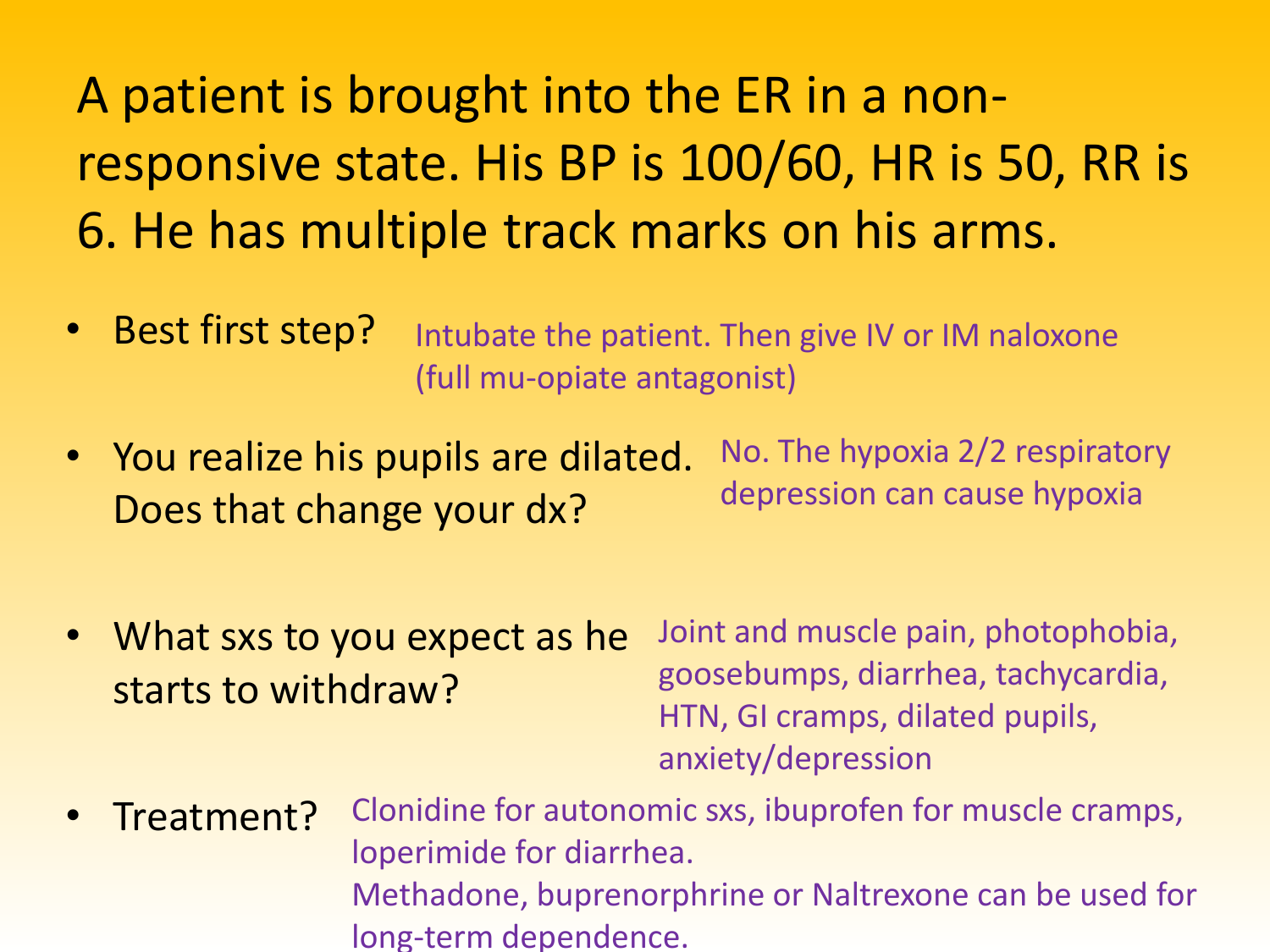A patient is brought into the ER in a non-responsive state. His BP is 100/60, HR is 50, RR is 6. He has multiple track marks on his arms.

- Best first step? Intubate the patient. Then give IV or IM naloxone (full mu-opiate antagonist)
- You realize his pupils are dilated. Does that change your dx? No. The hypoxia 2/2 respiratory depression can cause hypoxia
- What sxs to you expect as he starts to withdraw? Joint and muscle pain, photophobia, goosebumps, diarrhea, tachycardia, HTN, GI cramps, dilated pupils, anxiety/depression
- Treatment? Clonidine for autonomic sxs, ibuprofen for muscle cramps, loperimide for diarrhea.
  Methadone, buprenorphrine or Naltrexone can be used for long-term dependence.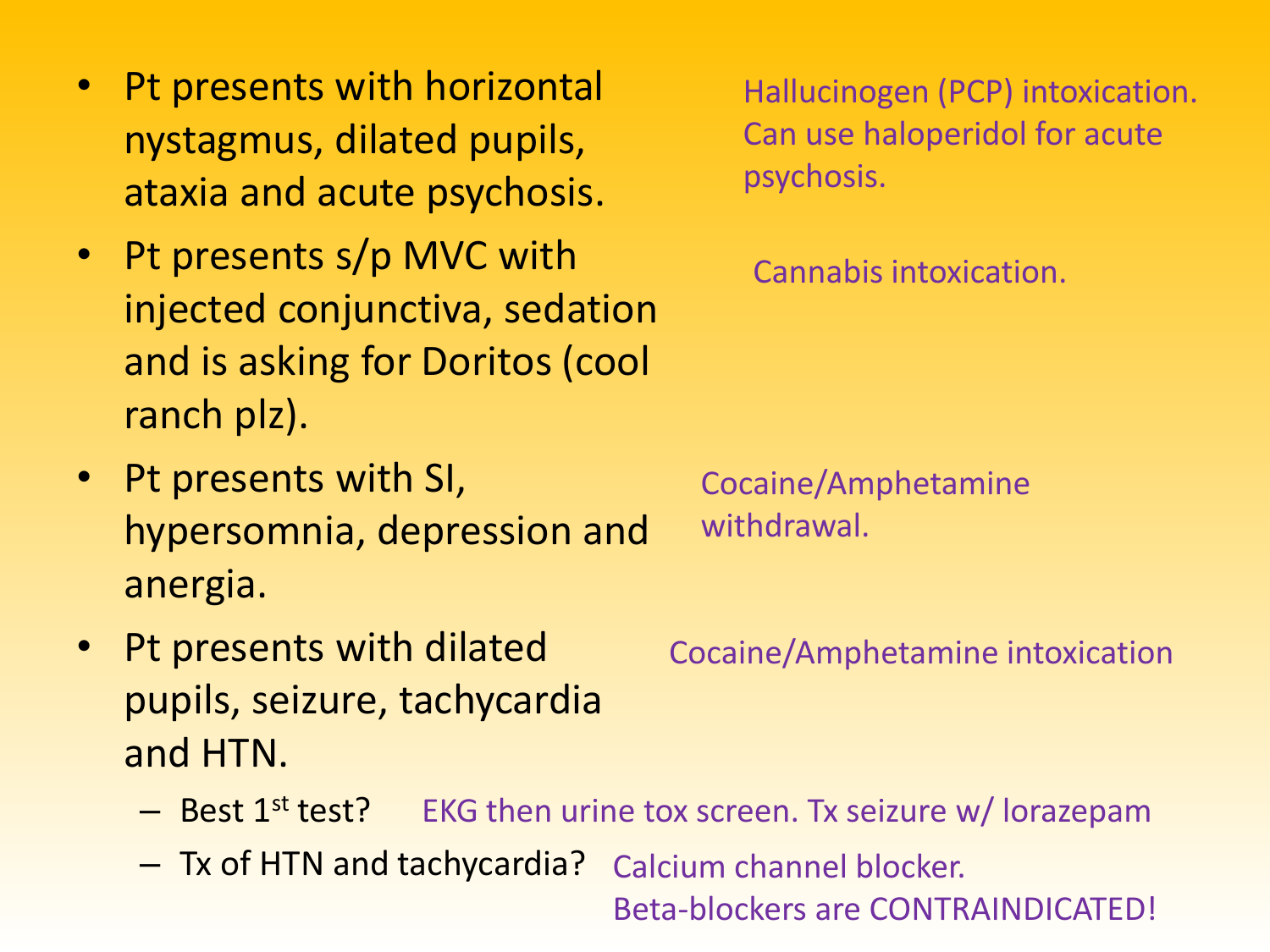- Pt presents with horizontal nystagmus, dilated pupils, ataxia and acute psychosis.
  - Hallucinogen (PCP) intoxication. Can use haloperidol for acute psychosis.
- Pt presents s/p MVC with injected conjunctiva, sedation and is asking for Doritos (cool ranch plz).
  - Cannabis intoxication.
- Pt presents with SI, hypersomnia, depression and anergia.
  - Cocaine/Amphetamine withdrawal.
- Pt presents with dilated pupils, seizure, tachycardia and HTN.
  - Cocaine/Amphetamine intoxication
  - Best 1st test? EKG then urine tox screen. Tx seizure w/ lorazepam
  - Tx of HTN and tachycardia? Calcium channel blocker. Beta-blockers are CONTRAINDICATED!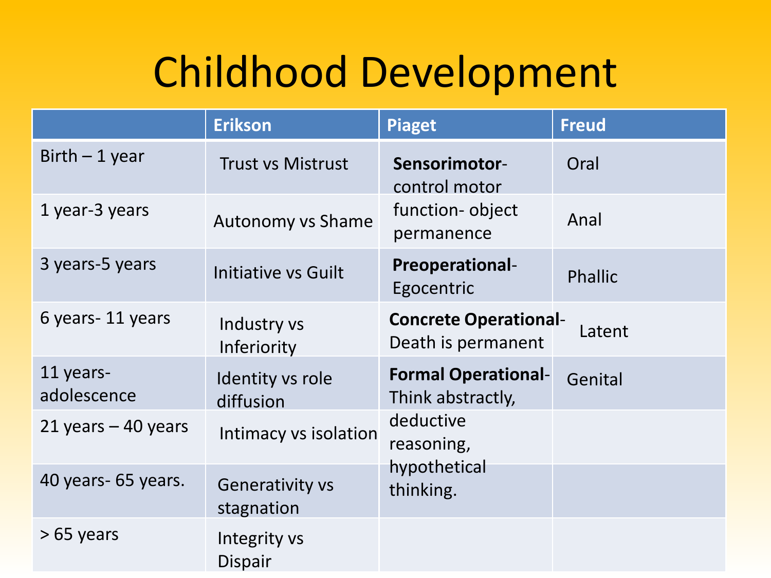# Childhood Development

| | Erikson | Piaget | Freud |
|---|---|---|---|
| Birth – 1 year | Trust vs Mistrust | **Sensorimotor**- control motor function- object permanence | Oral |
| 1 year-3 years | Autonomy vs Shame | | Anal |
| 3 years-5 years | Initiative vs Guilt | **Preoperational**- Egocentric | Phallic |
| 6 years- 11 years | Industry vs Inferiority | **Concrete Operational**- Death is permanent | Latent |
| 11 years- adolescence | Identity vs role diffusion | **Formal Operational**- Think abstractly, deductive reasoning, hypothetical thinking. | Genital |
| 21 years – 40 years | Intimacy vs isolation | | |
| 40 years- 65 years. | Generativity vs stagnation | | |
| > 65 years | Integrity vs Dispair | | |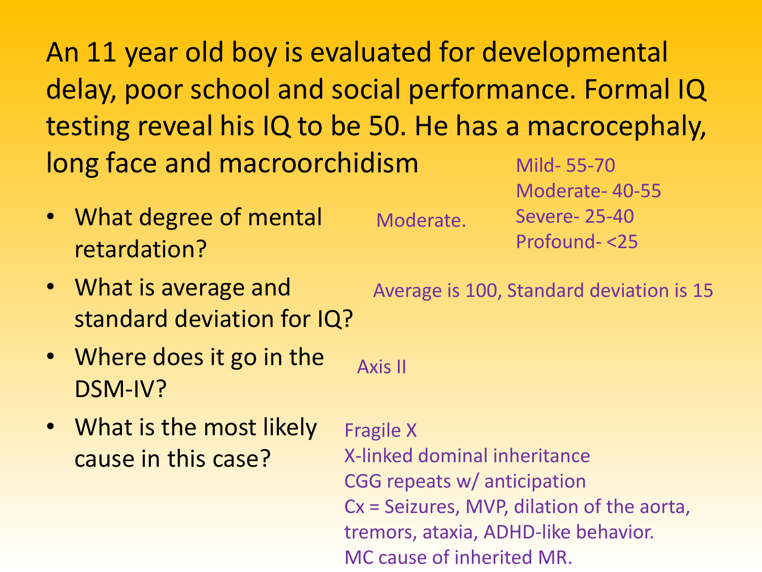An 11 year old boy is evaluated for developmental delay, poor school and social performance. Formal IQ testing reveal his IQ to be 50. He has a macrocephaly, long face and macroorchidism

- What degree of mental retardation?
  - Moderate.
  - Mild- 55-70
  - Moderate- 40-55
  - Severe- 25-40
  - Profound- <25
- What is average and standard deviation for IQ?
  - Average is 100, Standard deviation is 15
- Where does it go in the DSM-IV?
  - Axis II
- What is the most likely cause in this case?
  - Fragile X
  - X-linked dominal inheritance
  - CGG repeats w/ anticipation
  - Cx = Seizures, MVP, dilation of the aorta, tremors, ataxia, ADHD-like behavior.
  - MC cause of inherited MR.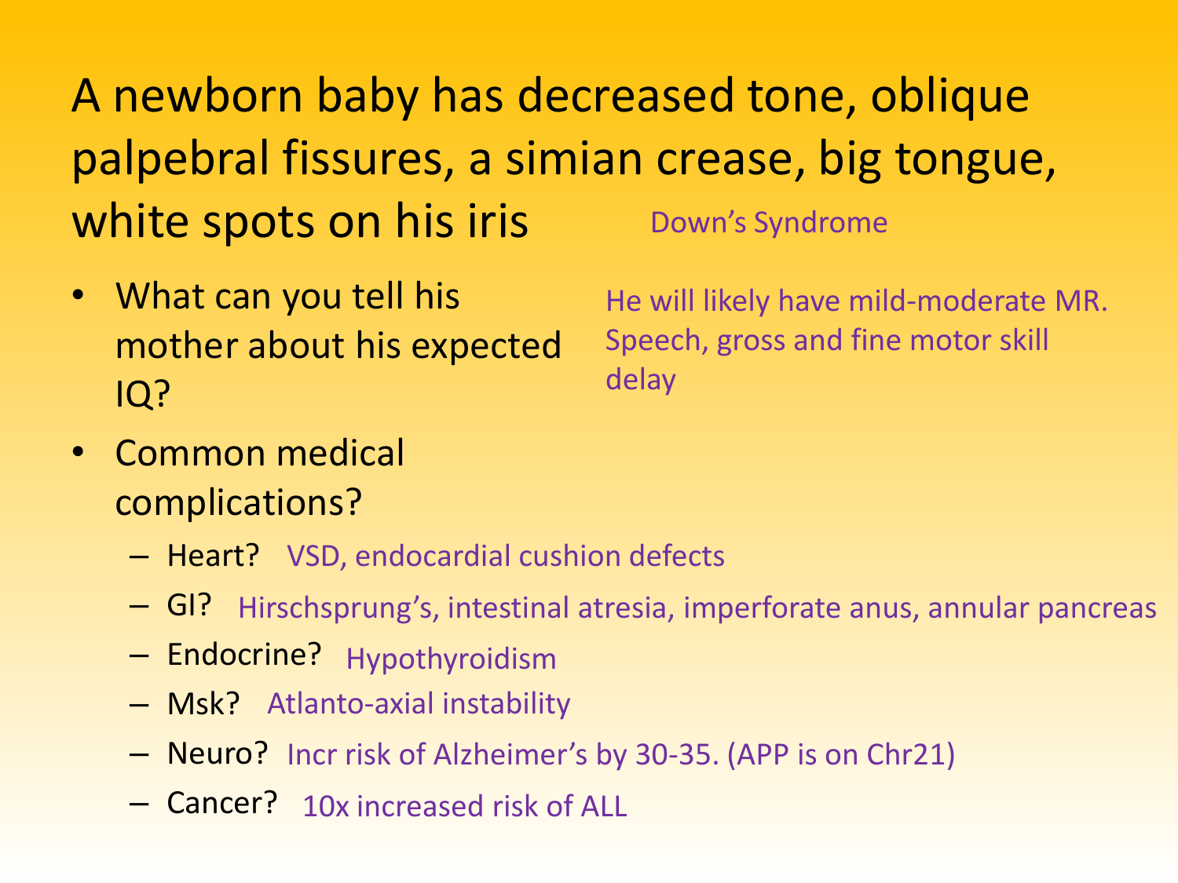# A newborn baby has decreased tone, oblique palpebral fissures, a simian crease, big tongue, white spots on his iris

Down's Syndrome

- What can you tell his mother about his expected IQ?
  - He will likely have mild-moderate MR. Speech, gross and fine motor skill delay
- Common medical complications?
  - Heart? VSD, endocardial cushion defects
  - GI? Hirschsprung's, intestinal atresia, imperforate anus, annular pancreas
  - Endocrine? Hypothyroidism
  - Msk? Atlanto-axial instability
  - Neuro? Incr risk of Alzheimer's by 30-35. (APP is on Chr21)
  - Cancer? 10x increased risk of ALL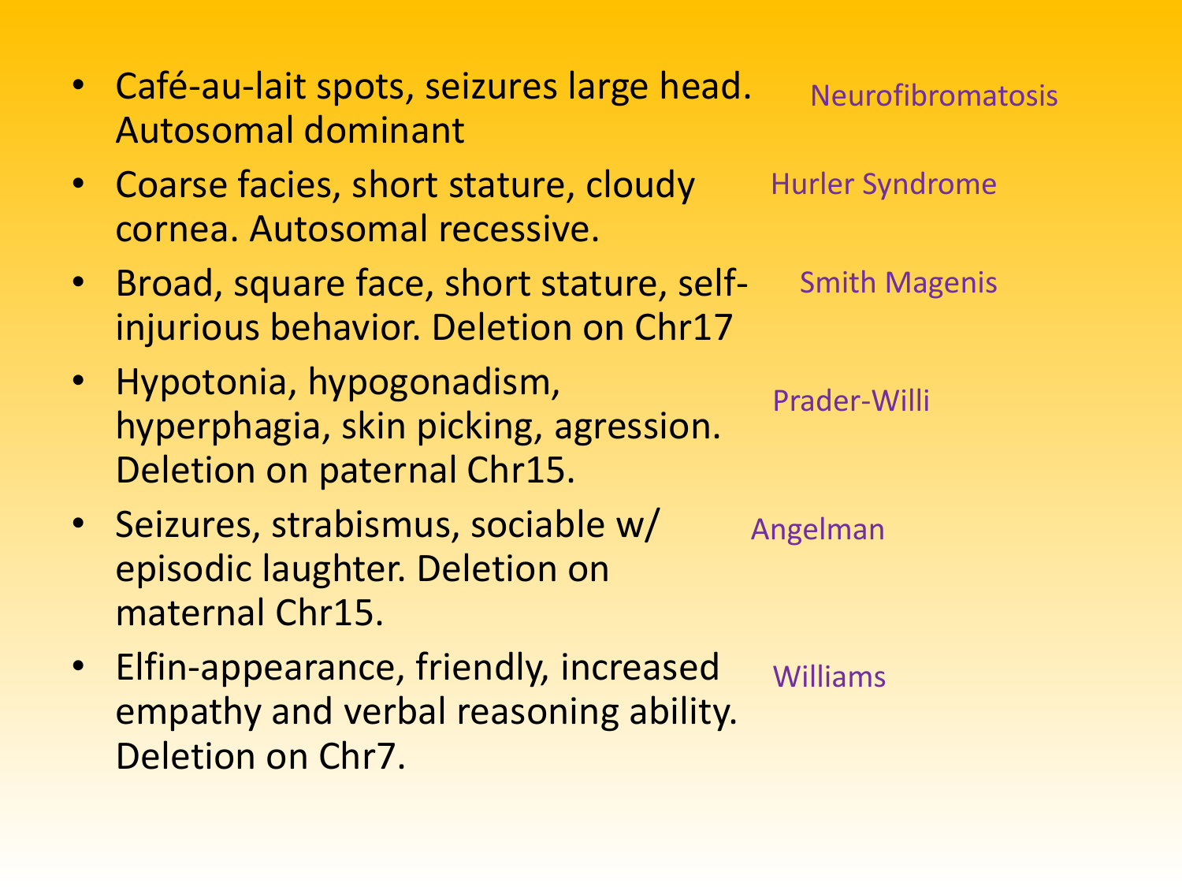- Café-au-lait spots, seizures large head. Autosomal dominant — Neurofibromatosis
- Coarse facies, short stature, cloudy cornea. Autosomal recessive. — Hurler Syndrome
- Broad, square face, short stature, self-injurious behavior. Deletion on Chr17 — Smith Magenis
- Hypotonia, hypogonadism, hyperphagia, skin picking, agression. Deletion on paternal Chr15. — Prader-Willi
- Seizures, strabismus, sociable w/ episodic laughter. Deletion on maternal Chr15. — Angelman
- Elfin-appearance, friendly, increased empathy and verbal reasoning ability. Deletion on Chr7. — Williams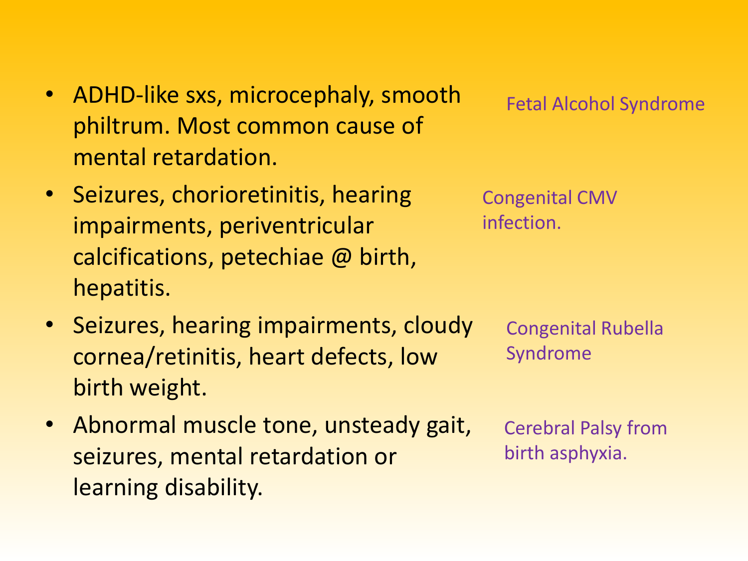- ADHD-like sxs, microcephaly, smooth philtrum. Most common cause of mental retardation.

  Fetal Alcohol Syndrome

- Seizures, chorioretinitis, hearing impairments, periventricular calcifications, petechiae @ birth, hepatitis.

  Congenital CMV infection.

- Seizures, hearing impairments, cloudy cornea/retinitis, heart defects, low birth weight.

  Congenital Rubella Syndrome

- Abnormal muscle tone, unsteady gait, seizures, mental retardation or learning disability.

  Cerebral Palsy from birth asphyxia.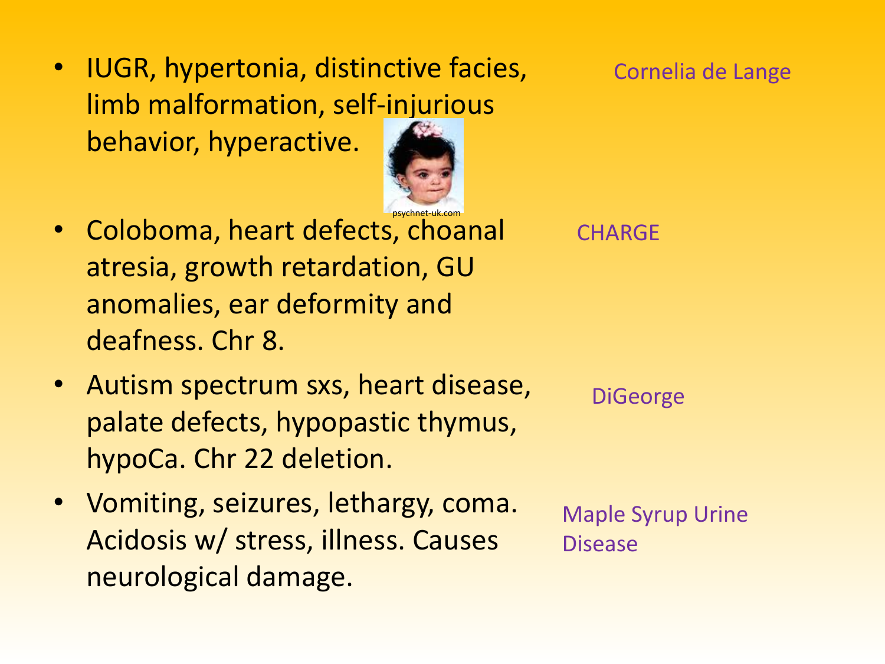- IUGR, hypertonia, distinctive facies, limb malformation, self-injurious behavior, hyperactive.

  Cornelia de Lange

psychnet-uk.com

- Coloboma, heart defects, choanal atresia, growth retardation, GU anomalies, ear deformity and deafness. Chr 8.

  CHARGE

- Autism spectrum sxs, heart disease, palate defects, hypopastic thymus, hypoCa. Chr 22 deletion.

  DiGeorge

- Vomiting, seizures, lethargy, coma. Acidosis w/ stress, illness. Causes neurological damage.

  Maple Syrup Urine Disease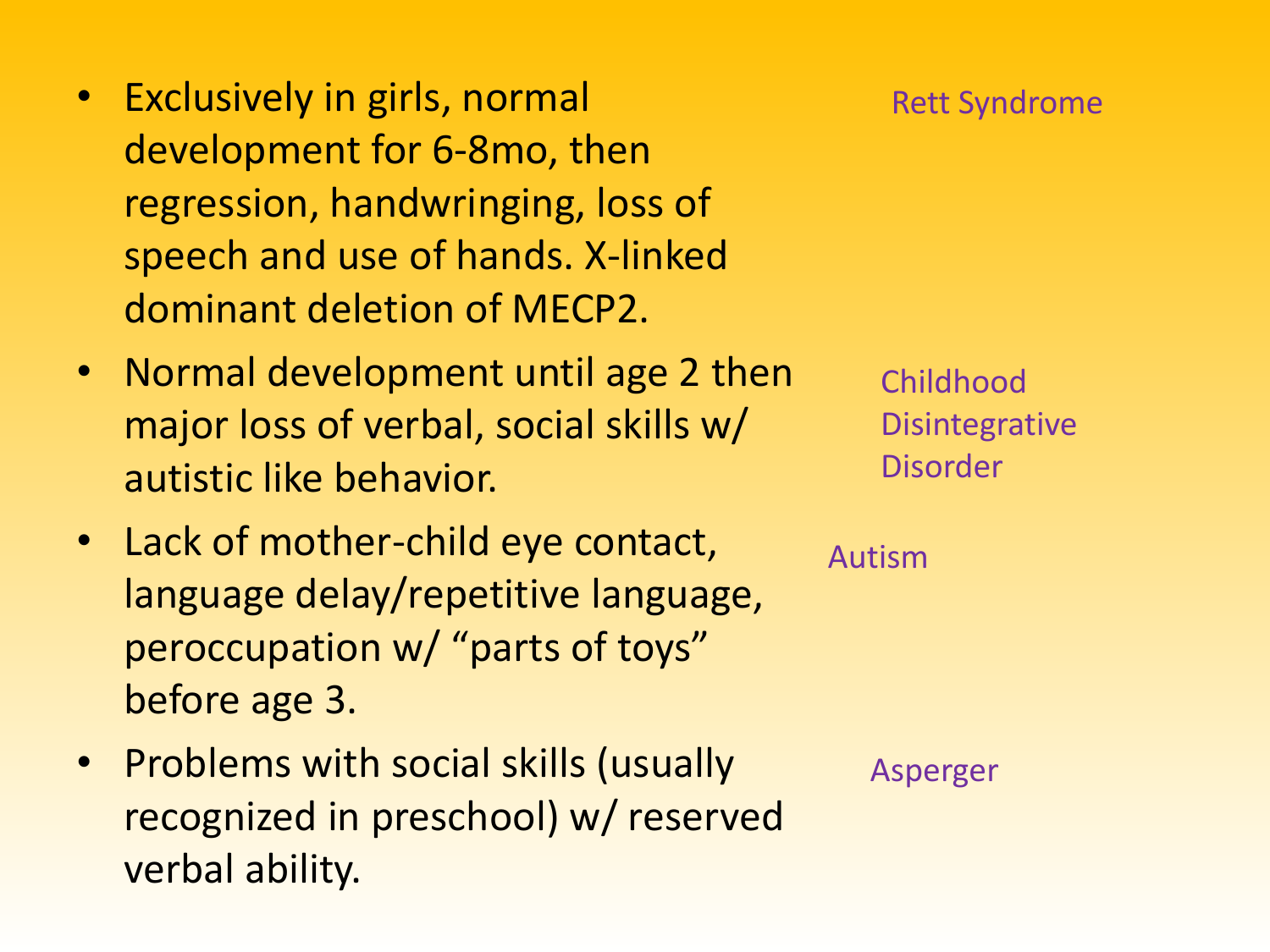- Exclusively in girls, normal development for 6-8mo, then regression, handwringing, loss of speech and use of hands. X-linked dominant deletion of MECP2.
- Normal development until age 2 then major loss of verbal, social skills w/ autistic like behavior.
- Lack of mother-child eye contact, language delay/repetitive language, peroccupation w/ "parts of toys" before age 3.
- Problems with social skills (usually recognized in preschool) w/ reserved verbal ability.

Rett Syndrome

Childhood Disintegrative Disorder

Autism

Asperger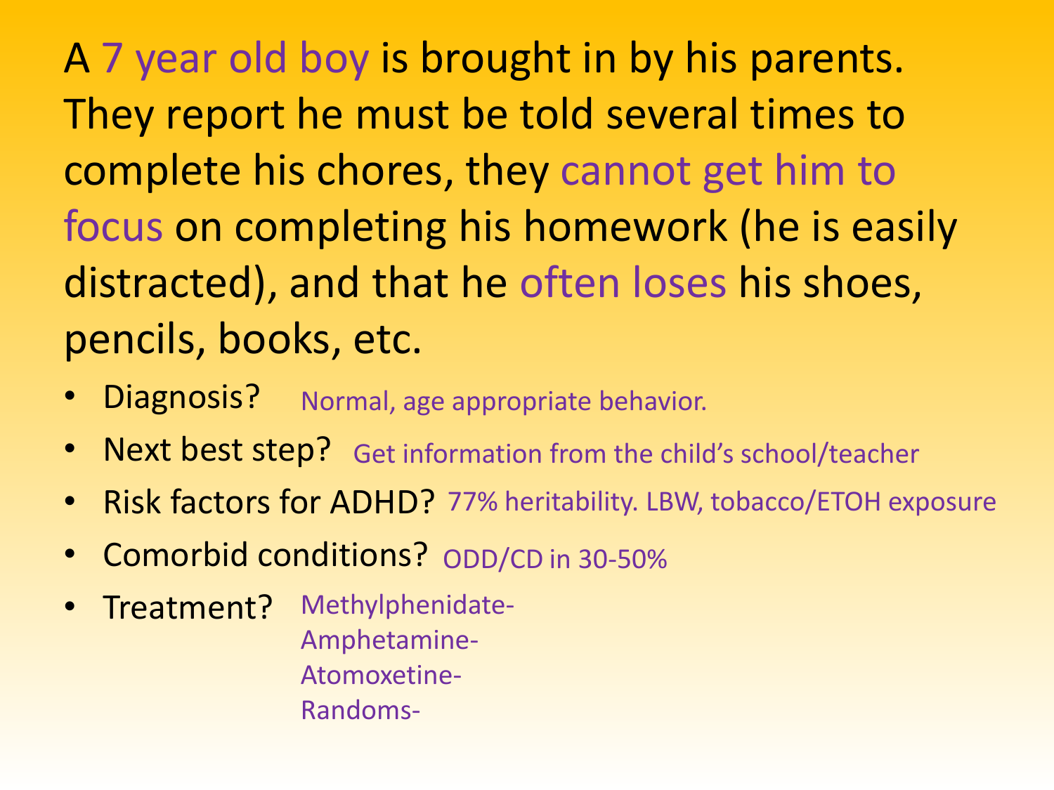A 7 year old boy is brought in by his parents. They report he must be told several times to complete his chores, they cannot get him to focus on completing his homework (he is easily distracted), and that he often loses his shoes, pencils, books, etc.

- Diagnosis? Normal, age appropriate behavior.
- Next best step? Get information from the child's school/teacher
- Risk factors for ADHD? 77% heritability. LBW, tobacco/ETOH exposure
- Comorbid conditions? ODD/CD in 30-50%
- Treatment? Methylphenidate-
  Amphetamine-
  Atomoxetine-
  Randoms-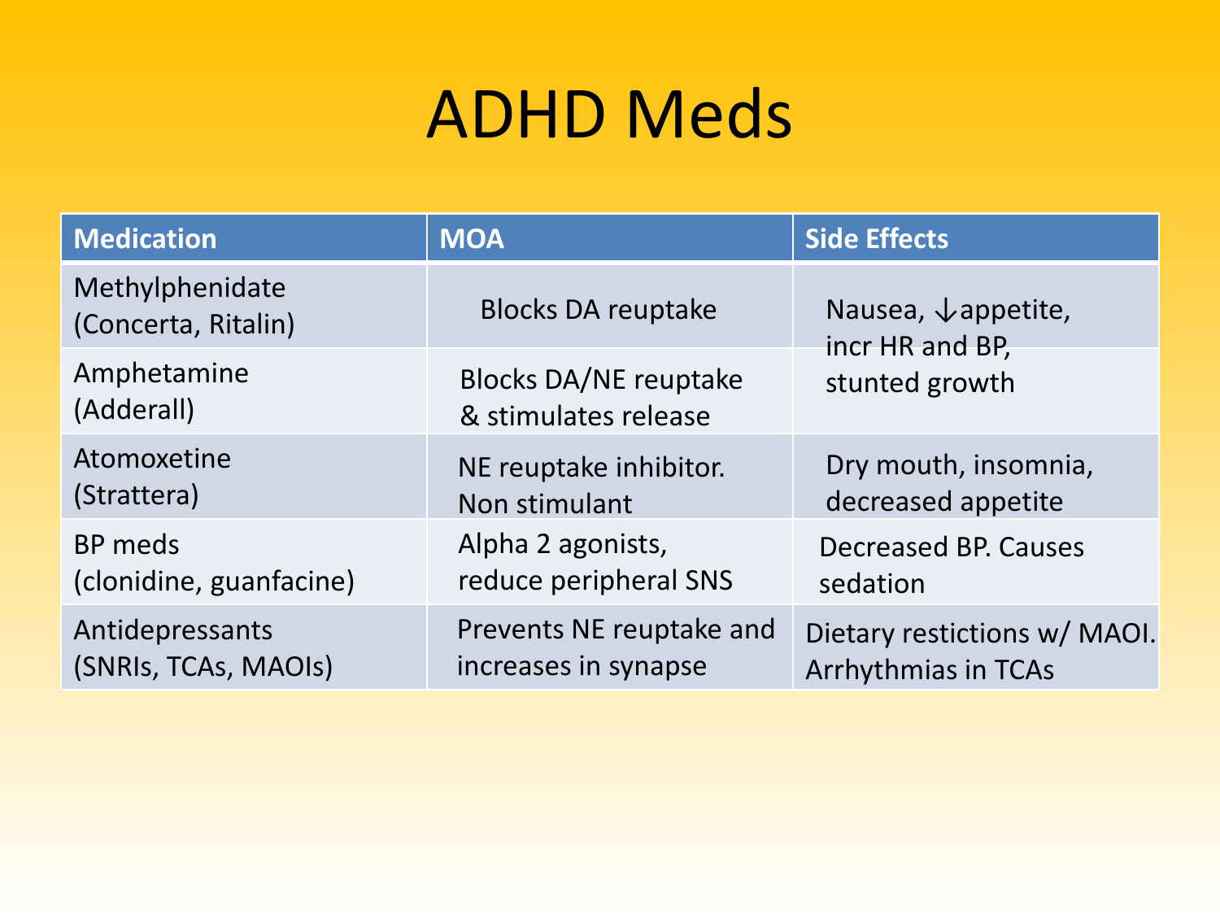# ADHD Meds

| Medication | MOA | Side Effects |
| --- | --- | --- |
| Methylphenidate (Concerta, Ritalin) | Blocks DA reuptake | Nausea, ↓appetite, incr HR and BP, stunted growth |
| Amphetamine (Adderall) | Blocks DA/NE reuptake & stimulates release | |
| Atomoxetine (Strattera) | NE reuptake inhibitor. Non stimulant | Dry mouth, insomnia, decreased appetite |
| BP meds (clonidine, guanfacine) | Alpha 2 agonists, reduce peripheral SNS | Decreased BP. Causes sedation |
| Antidepressants (SNRIs, TCAs, MAOIs) | Prevents NE reuptake and increases in synapse | Dietary restictions w/ MAOI. Arrhythmias in TCAs |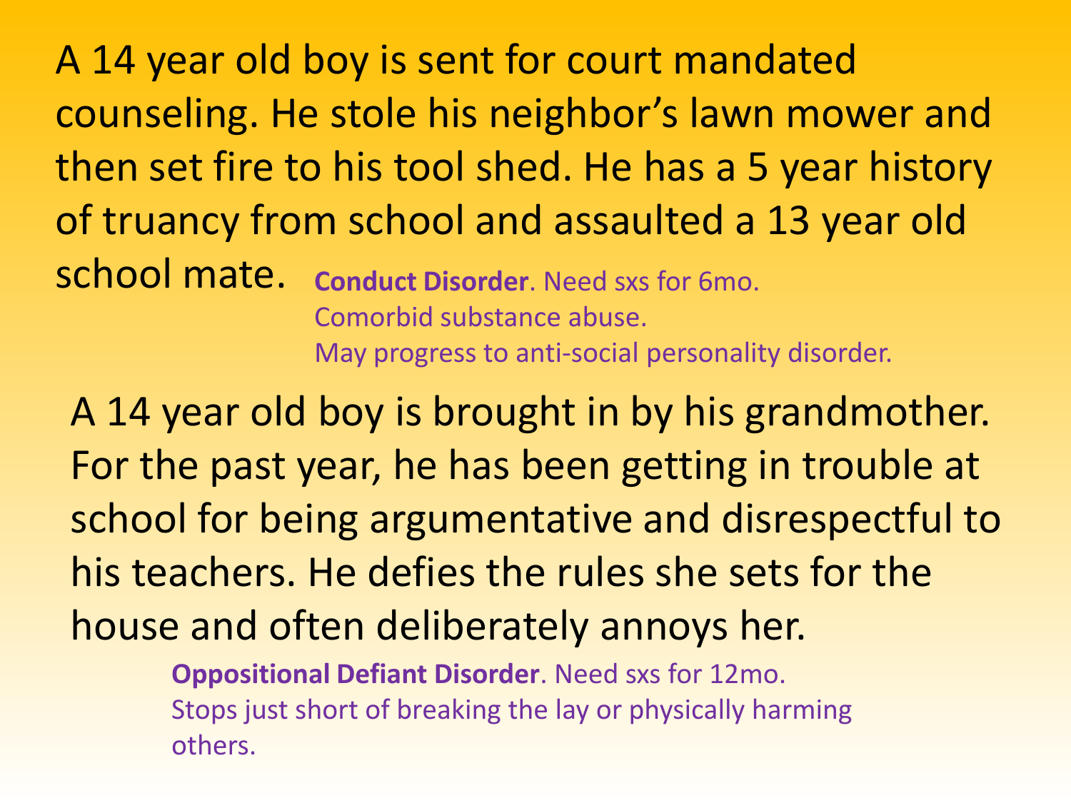A 14 year old boy is sent for court mandated counseling. He stole his neighbor's lawn mower and then set fire to his tool shed. He has a 5 year history of truancy from school and assaulted a 13 year old school mate.

**Conduct Disorder**. Need sxs for 6mo.
Comorbid substance abuse.
May progress to anti-social personality disorder.

A 14 year old boy is brought in by his grandmother. For the past year, he has been getting in trouble at school for being argumentative and disrespectful to his teachers. He defies the rules she sets for the house and often deliberately annoys her.

**Oppositional Defiant Disorder**. Need sxs for 12mo.
Stops just short of breaking the lay or physically harming others.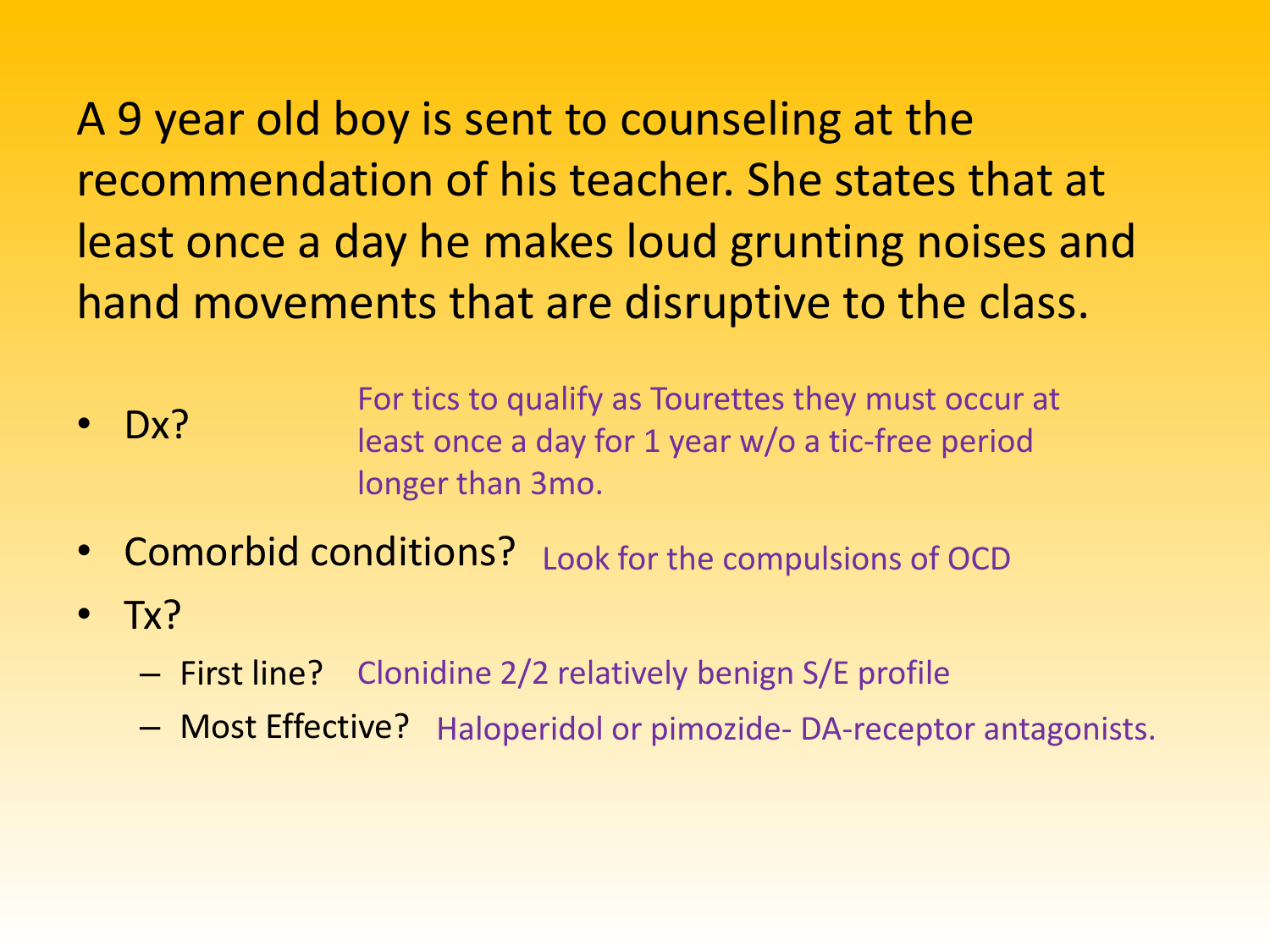A 9 year old boy is sent to counseling at the recommendation of his teacher. She states that at least once a day he makes loud grunting noises and hand movements that are disruptive to the class.

- Dx? For tics to qualify as Tourettes they must occur at least once a day for 1 year w/o a tic-free period longer than 3mo.
- Comorbid conditions? Look for the compulsions of OCD
- Tx?
  - First line? Clonidine 2/2 relatively benign S/E profile
  - Most Effective? Haloperidol or pimozide- DA-receptor antagonists.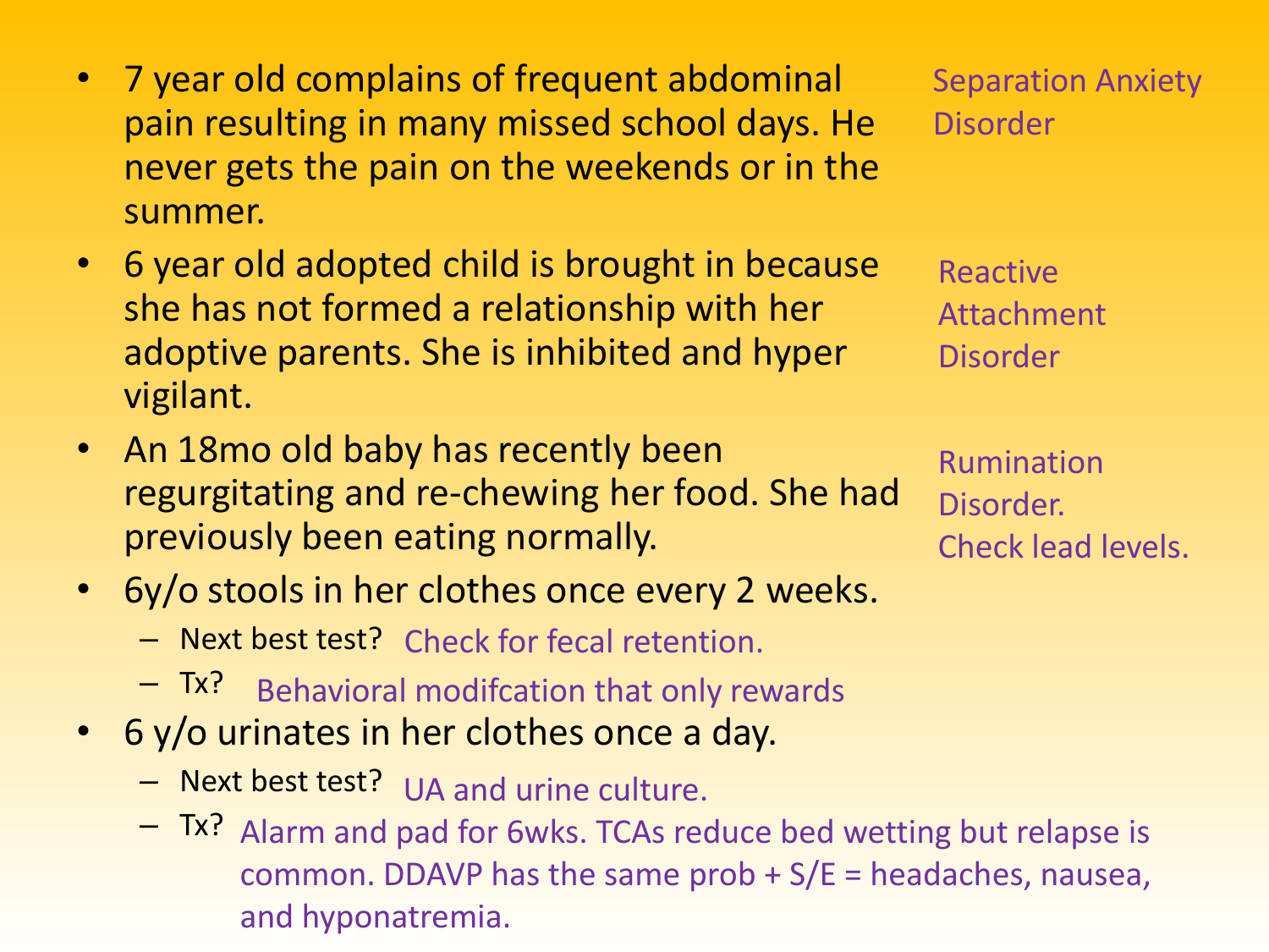- 7 year old complains of frequent abdominal pain resulting in many missed school days. He never gets the pain on the weekends or in the summer.

  Separation Anxiety Disorder

- 6 year old adopted child is brought in because she has not formed a relationship with her adoptive parents. She is inhibited and hyper vigilant.

  Reactive Attachment Disorder

- An 18mo old baby has recently been regurgitating and re-chewing her food. She had previously been eating normally.

  Rumination Disorder. Check lead levels.

- 6y/o stools in her clothes once every 2 weeks.
  - Next best test? Check for fecal retention.
  - Tx? Behavioral modifcation that only rewards
- 6 y/o urinates in her clothes once a day.
  - Next best test? UA and urine culture.
  - Tx? Alarm and pad for 6wks. TCAs reduce bed wetting but relapse is common. DDAVP has the same prob + S/E = headaches, nausea, and hyponatremia.